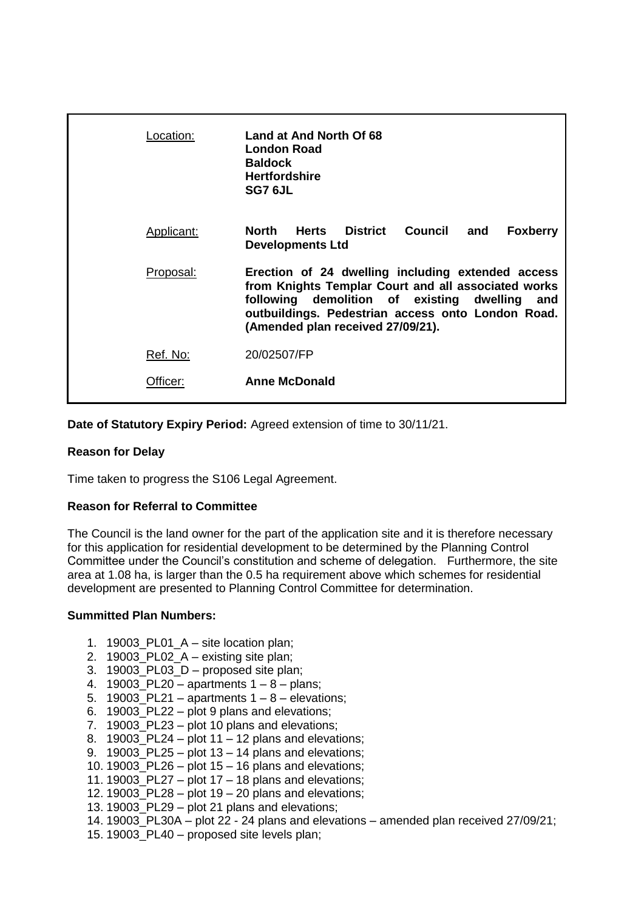| | |
|---|---|
| Location: | **Land at And North Of 68**<br>**London Road**<br>**Baldock**<br>**Hertfordshire**<br>**SG7 6JL** |
| Applicant: | **North Herts District Council and Foxberry Developments Ltd** |
| Proposal: | **Erection of 24 dwelling including extended access from Knights Templar Court and all associated works following demolition of existing dwelling and outbuildings. Pedestrian access onto London Road. (Amended plan received 27/09/21).** |
| Ref. No: | 20/02507/FP |
| Officer: | **Anne McDonald** |

**Date of Statutory Expiry Period:** Agreed extension of time to 30/11/21.

**Reason for Delay**

Time taken to progress the S106 Legal Agreement.

**Reason for Referral to Committee**

The Council is the land owner for the part of the application site and it is therefore necessary for this application for residential development to be determined by the Planning Control Committee under the Council's constitution and scheme of delegation. Furthermore, the site area at 1.08 ha, is larger than the 0.5 ha requirement above which schemes for residential development are presented to Planning Control Committee for determination.

**Summitted Plan Numbers:**

1. 19003_PL01_A – site location plan;
2. 19003_PL02_A – existing site plan;
3. 19003_PL03_D – proposed site plan;
4. 19003_PL20 – apartments 1 – 8 – plans;
5. 19003_PL21 – apartments 1 – 8 – elevations;
6. 19003_PL22 – plot 9 plans and elevations;
7. 19003_PL23 – plot 10 plans and elevations;
8. 19003_PL24 – plot 11 – 12 plans and elevations;
9. 19003_PL25 – plot 13 – 14 plans and elevations;
10. 19003_PL26 – plot 15 – 16 plans and elevations;
11. 19003_PL27 – plot 17 – 18 plans and elevations;
12. 19003_PL28 – plot 19 – 20 plans and elevations;
13. 19003_PL29 – plot 21 plans and elevations;
14. 19003_PL30A – plot 22 - 24 plans and elevations – amended plan received 27/09/21;
15. 19003_PL40 – proposed site levels plan;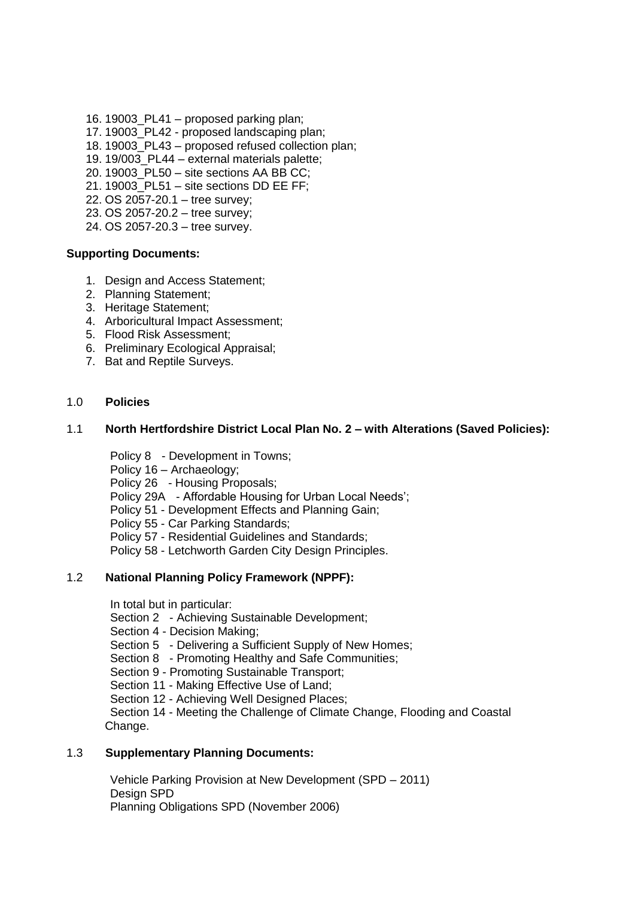16. 19003_PL41 – proposed parking plan;
17. 19003_PL42 - proposed landscaping plan;
18. 19003_PL43 – proposed refused collection plan;
19. 19/003_PL44 – external materials palette;
20. 19003_PL50 – site sections AA BB CC;
21. 19003_PL51 – site sections DD EE FF;
22. OS 2057-20.1 – tree survey;
23. OS 2057-20.2 – tree survey;
24. OS 2057-20.3 – tree survey.

**Supporting Documents:**

1. Design and Access Statement;
2. Planning Statement;
3. Heritage Statement;
4. Arboricultural Impact Assessment;
5. Flood Risk Assessment;
6. Preliminary Ecological Appraisal;
7. Bat and Reptile Surveys.

## 1.0 Policies

### 1.1 North Hertfordshire District Local Plan No. 2 – with Alterations (Saved Policies):

Policy 8 - Development in Towns;
Policy 16 – Archaeology;
Policy 26 - Housing Proposals;
Policy 29A - Affordable Housing for Urban Local Needs';
Policy 51 - Development Effects and Planning Gain;
Policy 55 - Car Parking Standards;
Policy 57 - Residential Guidelines and Standards;
Policy 58 - Letchworth Garden City Design Principles.

### 1.2 National Planning Policy Framework (NPPF):

In total but in particular:
Section 2 - Achieving Sustainable Development;
Section 4 - Decision Making;
Section 5 - Delivering a Sufficient Supply of New Homes;
Section 8 - Promoting Healthy and Safe Communities;
Section 9 - Promoting Sustainable Transport;
Section 11 - Making Effective Use of Land;
Section 12 - Achieving Well Designed Places;
Section 14 - Meeting the Challenge of Climate Change, Flooding and Coastal Change.

### 1.3 Supplementary Planning Documents:

Vehicle Parking Provision at New Development (SPD – 2011)
Design SPD
Planning Obligations SPD (November 2006)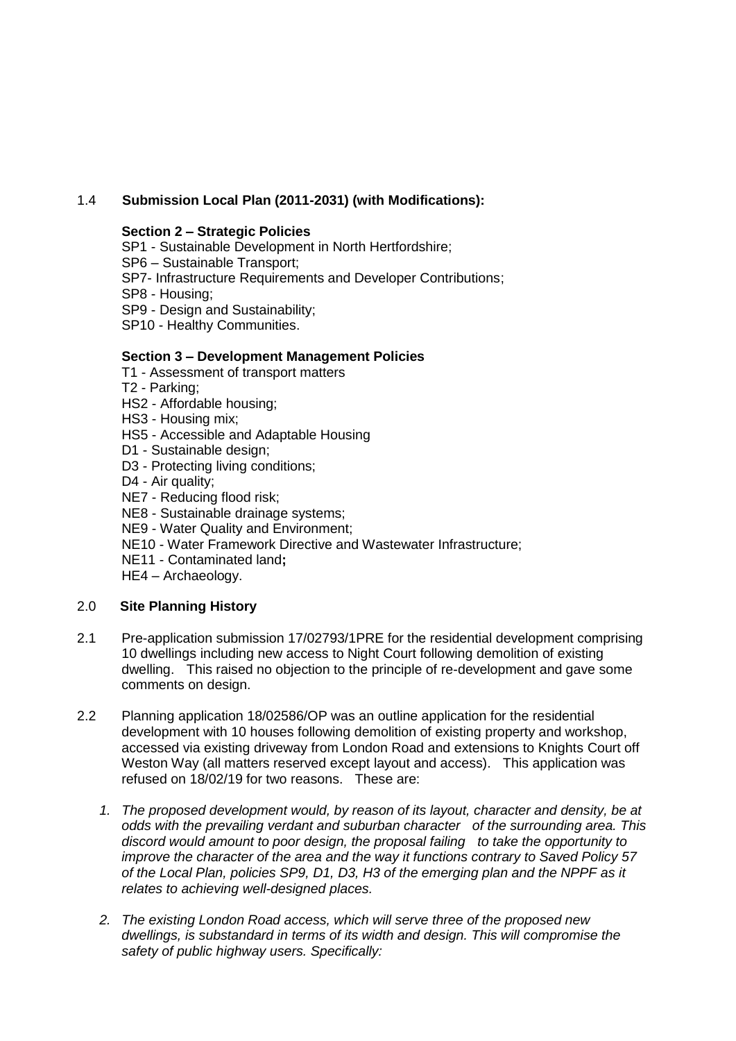1.4 **Submission Local Plan (2011-2031) (with Modifications):**

**Section 2 – Strategic Policies**

SP1 - Sustainable Development in North Hertfordshire;
SP6 – Sustainable Transport;
SP7- Infrastructure Requirements and Developer Contributions;
SP8 - Housing;
SP9 - Design and Sustainability;
SP10 - Healthy Communities.

**Section 3 – Development Management Policies**

T1 - Assessment of transport matters
T2 - Parking;
HS2 - Affordable housing;
HS3 - Housing mix;
HS5 - Accessible and Adaptable Housing
D1 - Sustainable design;
D3 - Protecting living conditions;
D4 - Air quality;
NE7 - Reducing flood risk;
NE8 - Sustainable drainage systems;
NE9 - Water Quality and Environment;
NE10 - Water Framework Directive and Wastewater Infrastructure;
NE11 - Contaminated land**;**
HE4 – Archaeology.

2.0 **Site Planning History**

2.1 Pre-application submission 17/02793/1PRE for the residential development comprising 10 dwellings including new access to Night Court following demolition of existing dwelling. This raised no objection to the principle of re-development and gave some comments on design.

2.2 Planning application 18/02586/OP was an outline application for the residential development with 10 houses following demolition of existing property and workshop, accessed via existing driveway from London Road and extensions to Knights Court off Weston Way (all matters reserved except layout and access). This application was refused on 18/02/19 for two reasons. These are:

1. *The proposed development would, by reason of its layout, character and density, be at odds with the prevailing verdant and suburban character of the surrounding area. This discord would amount to poor design, the proposal failing to take the opportunity to improve the character of the area and the way it functions contrary to Saved Policy 57 of the Local Plan, policies SP9, D1, D3, H3 of the emerging plan and the NPPF as it relates to achieving well-designed places.*

2. *The existing London Road access, which will serve three of the proposed new dwellings, is substandard in terms of its width and design. This will compromise the safety of public highway users. Specifically:*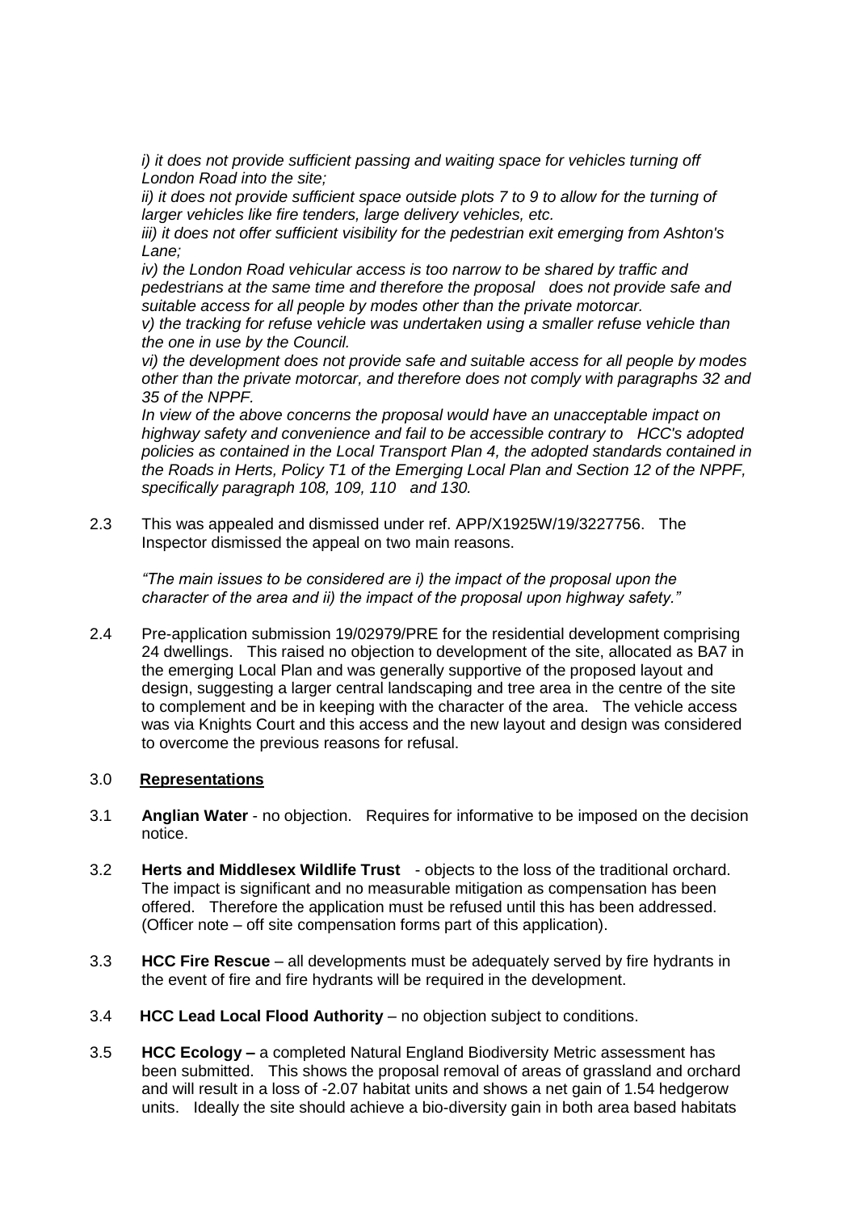*i) it does not provide sufficient passing and waiting space for vehicles turning off London Road into the site;*

*ii) it does not provide sufficient space outside plots 7 to 9 to allow for the turning of larger vehicles like fire tenders, large delivery vehicles, etc.*

*iii) it does not offer sufficient visibility for the pedestrian exit emerging from Ashton's Lane;*

*iv) the London Road vehicular access is too narrow to be shared by traffic and pedestrians at the same time and therefore the proposal does not provide safe and suitable access for all people by modes other than the private motorcar.*

*v) the tracking for refuse vehicle was undertaken using a smaller refuse vehicle than the one in use by the Council.*

*vi) the development does not provide safe and suitable access for all people by modes other than the private motorcar, and therefore does not comply with paragraphs 32 and 35 of the NPPF.*

*In view of the above concerns the proposal would have an unacceptable impact on highway safety and convenience and fail to be accessible contrary to HCC's adopted policies as contained in the Local Transport Plan 4, the adopted standards contained in the Roads in Herts, Policy T1 of the Emerging Local Plan and Section 12 of the NPPF, specifically paragraph 108, 109, 110 and 130.*

2.3 This was appealed and dismissed under ref. APP/X1925W/19/3227756. The Inspector dismissed the appeal on two main reasons.

*"The main issues to be considered are i) the impact of the proposal upon the character of the area and ii) the impact of the proposal upon highway safety."*

2.4 Pre-application submission 19/02979/PRE for the residential development comprising 24 dwellings. This raised no objection to development of the site, allocated as BA7 in the emerging Local Plan and was generally supportive of the proposed layout and design, suggesting a larger central landscaping and tree area in the centre of the site to complement and be in keeping with the character of the area. The vehicle access was via Knights Court and this access and the new layout and design was considered to overcome the previous reasons for refusal.

## 3.0 Representations

3.1 **Anglian Water** - no objection. Requires for informative to be imposed on the decision notice.

3.2 **Herts and Middlesex Wildlife Trust** - objects to the loss of the traditional orchard. The impact is significant and no measurable mitigation as compensation has been offered. Therefore the application must be refused until this has been addressed. (Officer note – off site compensation forms part of this application).

3.3 **HCC Fire Rescue** – all developments must be adequately served by fire hydrants in the event of fire and fire hydrants will be required in the development.

3.4 **HCC Lead Local Flood Authority** – no objection subject to conditions.

3.5 **HCC Ecology –** a completed Natural England Biodiversity Metric assessment has been submitted. This shows the proposal removal of areas of grassland and orchard and will result in a loss of -2.07 habitat units and shows a net gain of 1.54 hedgerow units. Ideally the site should achieve a bio-diversity gain in both area based habitats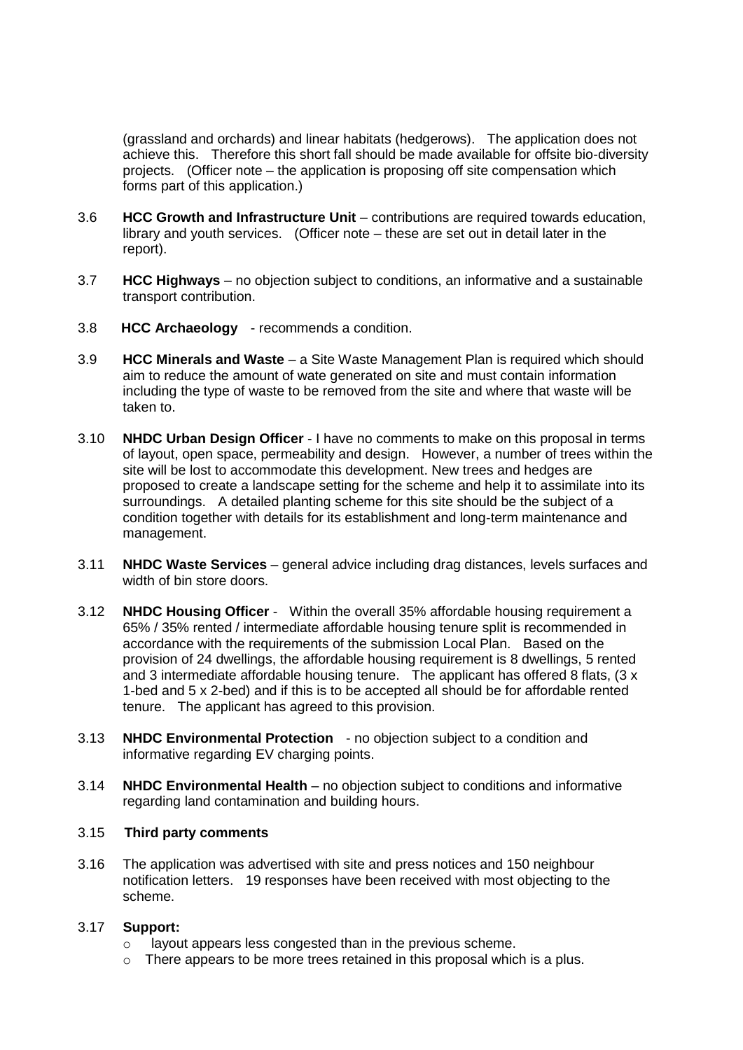(grassland and orchards) and linear habitats (hedgerows). The application does not achieve this. Therefore this short fall should be made available for offsite bio-diversity projects. (Officer note – the application is proposing off site compensation which forms part of this application.)

3.6 **HCC Growth and Infrastructure Unit** – contributions are required towards education, library and youth services. (Officer note – these are set out in detail later in the report).

3.7 **HCC Highways** – no objection subject to conditions, an informative and a sustainable transport contribution.

3.8 **HCC Archaeology** - recommends a condition.

3.9 **HCC Minerals and Waste** – a Site Waste Management Plan is required which should aim to reduce the amount of wate generated on site and must contain information including the type of waste to be removed from the site and where that waste will be taken to.

3.10 **NHDC Urban Design Officer** - I have no comments to make on this proposal in terms of layout, open space, permeability and design. However, a number of trees within the site will be lost to accommodate this development. New trees and hedges are proposed to create a landscape setting for the scheme and help it to assimilate into its surroundings. A detailed planting scheme for this site should be the subject of a condition together with details for its establishment and long-term maintenance and management.

3.11 **NHDC Waste Services** – general advice including drag distances, levels surfaces and width of bin store doors.

3.12 **NHDC Housing Officer** - Within the overall 35% affordable housing requirement a 65% / 35% rented / intermediate affordable housing tenure split is recommended in accordance with the requirements of the submission Local Plan. Based on the provision of 24 dwellings, the affordable housing requirement is 8 dwellings, 5 rented and 3 intermediate affordable housing tenure. The applicant has offered 8 flats, (3 x 1-bed and 5 x 2-bed) and if this is to be accepted all should be for affordable rented tenure. The applicant has agreed to this provision.

3.13 **NHDC Environmental Protection** - no objection subject to a condition and informative regarding EV charging points.

3.14 **NHDC Environmental Health** – no objection subject to conditions and informative regarding land contamination and building hours.

3.15 **Third party comments**

3.16 The application was advertised with site and press notices and 150 neighbour notification letters. 19 responses have been received with most objecting to the scheme.

3.17 **Support:**

- layout appears less congested than in the previous scheme.
- There appears to be more trees retained in this proposal which is a plus.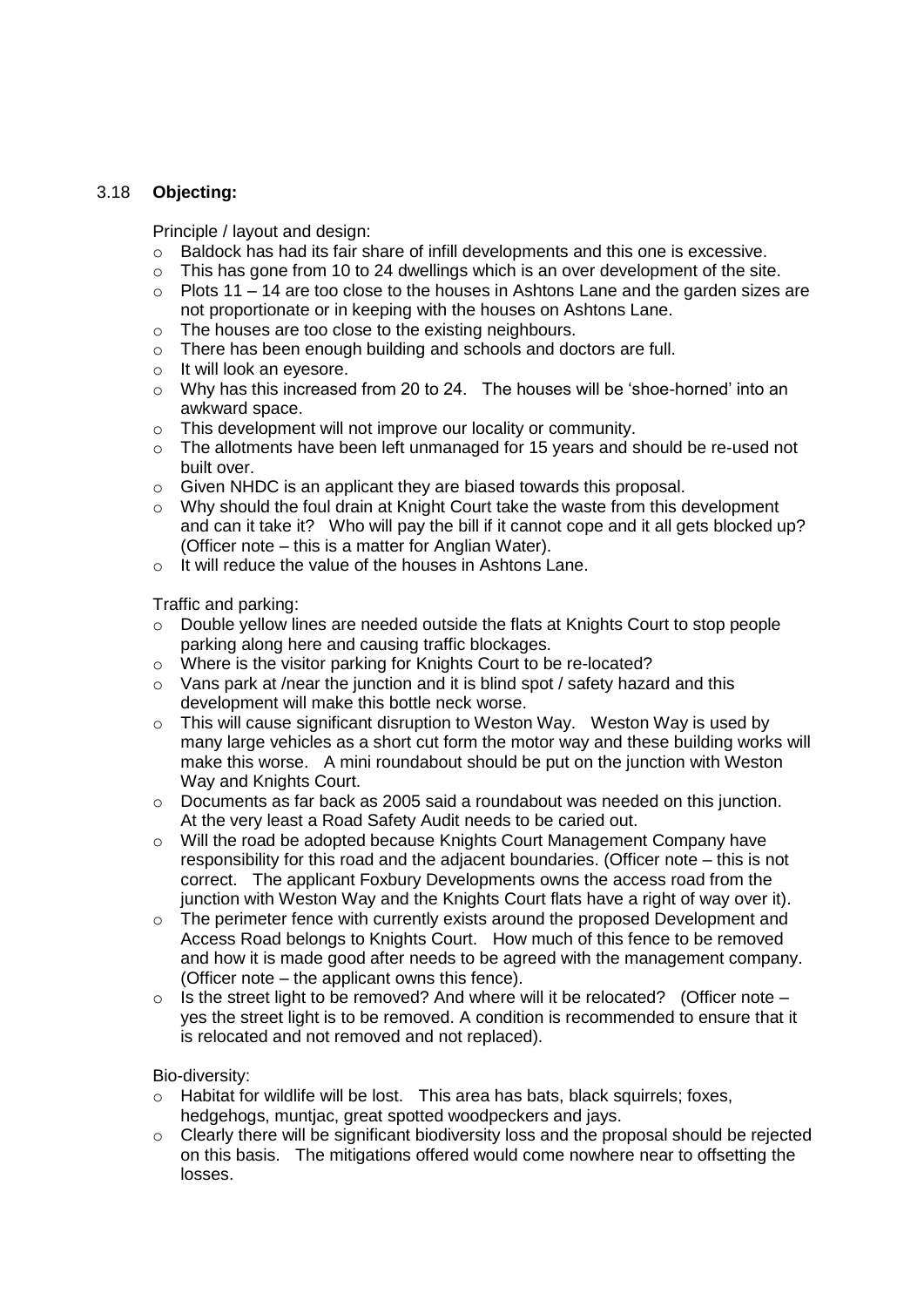3.18 **Objecting:**

Principle / layout and design:

- Baldock has had its fair share of infill developments and this one is excessive.
- This has gone from 10 to 24 dwellings which is an over development of the site.
- Plots 11 – 14 are too close to the houses in Ashtons Lane and the garden sizes are not proportionate or in keeping with the houses on Ashtons Lane.
- The houses are too close to the existing neighbours.
- There has been enough building and schools and doctors are full.
- It will look an eyesore.
- Why has this increased from 20 to 24. The houses will be 'shoe-horned' into an awkward space.
- This development will not improve our locality or community.
- The allotments have been left unmanaged for 15 years and should be re-used not built over.
- Given NHDC is an applicant they are biased towards this proposal.
- Why should the foul drain at Knight Court take the waste from this development and can it take it? Who will pay the bill if it cannot cope and it all gets blocked up? (Officer note – this is a matter for Anglian Water).
- It will reduce the value of the houses in Ashtons Lane.

Traffic and parking:

- Double yellow lines are needed outside the flats at Knights Court to stop people parking along here and causing traffic blockages.
- Where is the visitor parking for Knights Court to be re-located?
- Vans park at /near the junction and it is blind spot / safety hazard and this development will make this bottle neck worse.
- This will cause significant disruption to Weston Way. Weston Way is used by many large vehicles as a short cut form the motor way and these building works will make this worse. A mini roundabout should be put on the junction with Weston Way and Knights Court.
- Documents as far back as 2005 said a roundabout was needed on this junction. At the very least a Road Safety Audit needs to be caried out.
- Will the road be adopted because Knights Court Management Company have responsibility for this road and the adjacent boundaries. (Officer note – this is not correct. The applicant Foxbury Developments owns the access road from the junction with Weston Way and the Knights Court flats have a right of way over it).
- The perimeter fence with currently exists around the proposed Development and Access Road belongs to Knights Court. How much of this fence to be removed and how it is made good after needs to be agreed with the management company. (Officer note – the applicant owns this fence).
- Is the street light to be removed? And where will it be relocated? (Officer note – yes the street light is to be removed. A condition is recommended to ensure that it is relocated and not removed and not replaced).

Bio-diversity:

- Habitat for wildlife will be lost. This area has bats, black squirrels; foxes, hedgehogs, muntjac, great spotted woodpeckers and jays.
- Clearly there will be significant biodiversity loss and the proposal should be rejected on this basis. The mitigations offered would come nowhere near to offsetting the losses.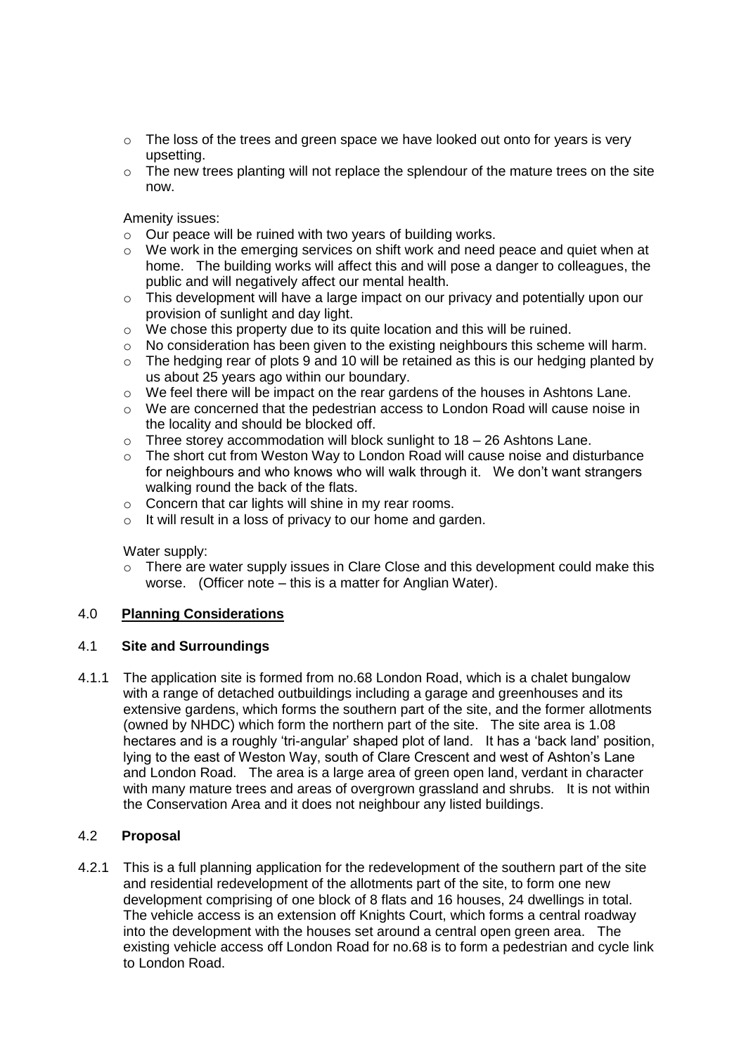- The loss of the trees and green space we have looked out onto for years is very upsetting.
- The new trees planting will not replace the splendour of the mature trees on the site now.

Amenity issues:

- Our peace will be ruined with two years of building works.
- We work in the emerging services on shift work and need peace and quiet when at home. The building works will affect this and will pose a danger to colleagues, the public and will negatively affect our mental health.
- This development will have a large impact on our privacy and potentially upon our provision of sunlight and day light.
- We chose this property due to its quite location and this will be ruined.
- No consideration has been given to the existing neighbours this scheme will harm.
- The hedging rear of plots 9 and 10 will be retained as this is our hedging planted by us about 25 years ago within our boundary.
- We feel there will be impact on the rear gardens of the houses in Ashtons Lane.
- We are concerned that the pedestrian access to London Road will cause noise in the locality and should be blocked off.
- Three storey accommodation will block sunlight to 18 – 26 Ashtons Lane.
- The short cut from Weston Way to London Road will cause noise and disturbance for neighbours and who knows who will walk through it. We don't want strangers walking round the back of the flats.
- Concern that car lights will shine in my rear rooms.
- It will result in a loss of privacy to our home and garden.

Water supply:

- There are water supply issues in Clare Close and this development could make this worse. (Officer note – this is a matter for Anglian Water).

## 4.0 Planning Considerations

### 4.1 Site and Surroundings

4.1.1 The application site is formed from no.68 London Road, which is a chalet bungalow with a range of detached outbuildings including a garage and greenhouses and its extensive gardens, which forms the southern part of the site, and the former allotments (owned by NHDC) which form the northern part of the site. The site area is 1.08 hectares and is a roughly 'tri-angular' shaped plot of land. It has a 'back land' position, lying to the east of Weston Way, south of Clare Crescent and west of Ashton's Lane and London Road. The area is a large area of green open land, verdant in character with many mature trees and areas of overgrown grassland and shrubs. It is not within the Conservation Area and it does not neighbour any listed buildings.

### 4.2 Proposal

4.2.1 This is a full planning application for the redevelopment of the southern part of the site and residential redevelopment of the allotments part of the site, to form one new development comprising of one block of 8 flats and 16 houses, 24 dwellings in total. The vehicle access is an extension off Knights Court, which forms a central roadway into the development with the houses set around a central open green area. The existing vehicle access off London Road for no.68 is to form a pedestrian and cycle link to London Road.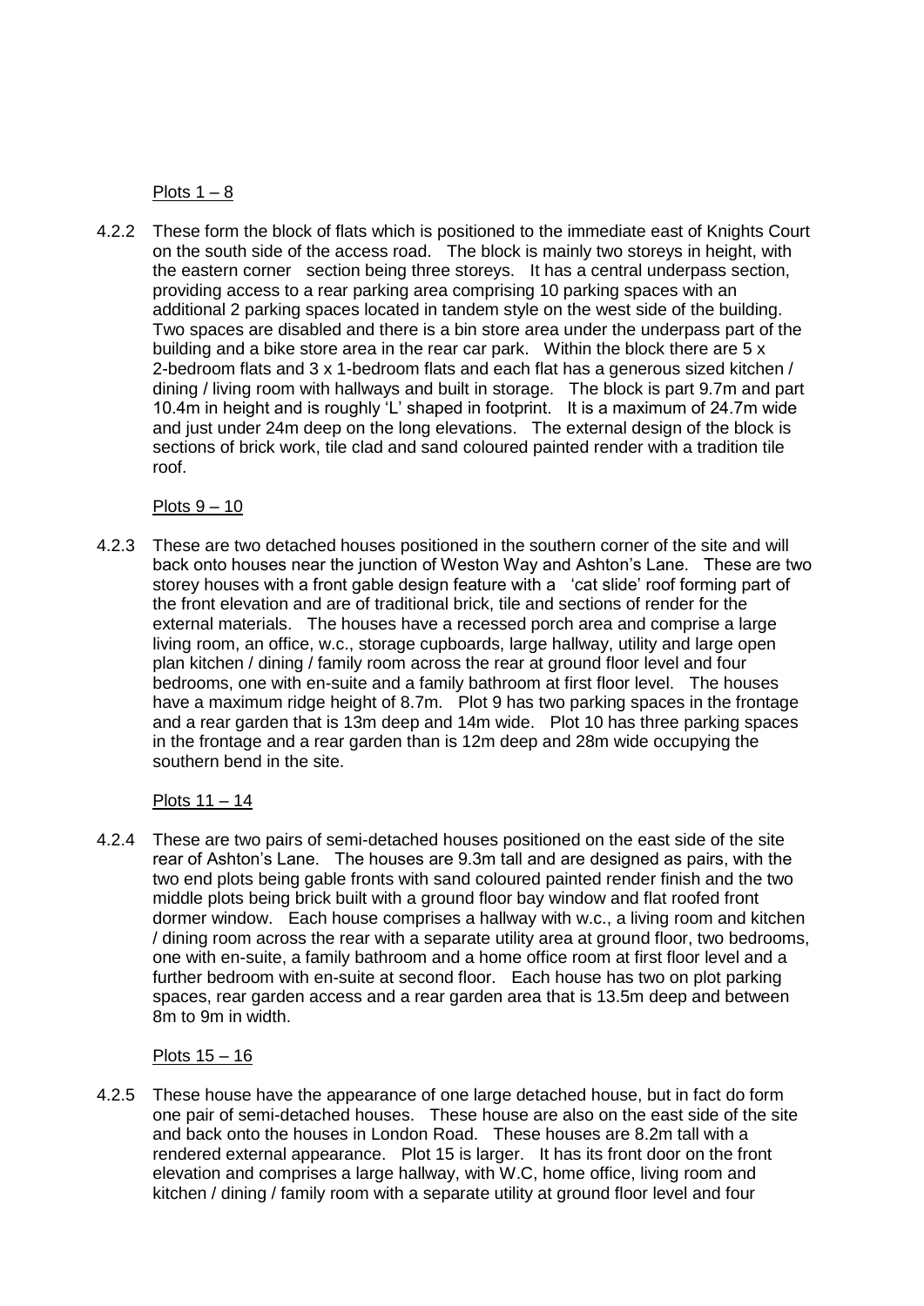Plots 1 – 8

4.2.2 These form the block of flats which is positioned to the immediate east of Knights Court on the south side of the access road. The block is mainly two storeys in height, with the eastern corner section being three storeys. It has a central underpass section, providing access to a rear parking area comprising 10 parking spaces with an additional 2 parking spaces located in tandem style on the west side of the building. Two spaces are disabled and there is a bin store area under the underpass part of the building and a bike store area in the rear car park. Within the block there are 5 x 2-bedroom flats and 3 x 1-bedroom flats and each flat has a generous sized kitchen / dining / living room with hallways and built in storage. The block is part 9.7m and part 10.4m in height and is roughly 'L' shaped in footprint. It is a maximum of 24.7m wide and just under 24m deep on the long elevations. The external design of the block is sections of brick work, tile clad and sand coloured painted render with a tradition tile roof.

Plots 9 – 10

4.2.3 These are two detached houses positioned in the southern corner of the site and will back onto houses near the junction of Weston Way and Ashton's Lane. These are two storey houses with a front gable design feature with a 'cat slide' roof forming part of the front elevation and are of traditional brick, tile and sections of render for the external materials. The houses have a recessed porch area and comprise a large living room, an office, w.c., storage cupboards, large hallway, utility and large open plan kitchen / dining / family room across the rear at ground floor level and four bedrooms, one with en-suite and a family bathroom at first floor level. The houses have a maximum ridge height of 8.7m. Plot 9 has two parking spaces in the frontage and a rear garden that is 13m deep and 14m wide. Plot 10 has three parking spaces in the frontage and a rear garden than is 12m deep and 28m wide occupying the southern bend in the site.

Plots 11 – 14

4.2.4 These are two pairs of semi-detached houses positioned on the east side of the site rear of Ashton's Lane. The houses are 9.3m tall and are designed as pairs, with the two end plots being gable fronts with sand coloured painted render finish and the two middle plots being brick built with a ground floor bay window and flat roofed front dormer window. Each house comprises a hallway with w.c., a living room and kitchen / dining room across the rear with a separate utility area at ground floor, two bedrooms, one with en-suite, a family bathroom and a home office room at first floor level and a further bedroom with en-suite at second floor. Each house has two on plot parking spaces, rear garden access and a rear garden area that is 13.5m deep and between 8m to 9m in width.

Plots 15 – 16

4.2.5 These house have the appearance of one large detached house, but in fact do form one pair of semi-detached houses. These house are also on the east side of the site and back onto the houses in London Road. These houses are 8.2m tall with a rendered external appearance. Plot 15 is larger. It has its front door on the front elevation and comprises a large hallway, with W.C, home office, living room and kitchen / dining / family room with a separate utility at ground floor level and four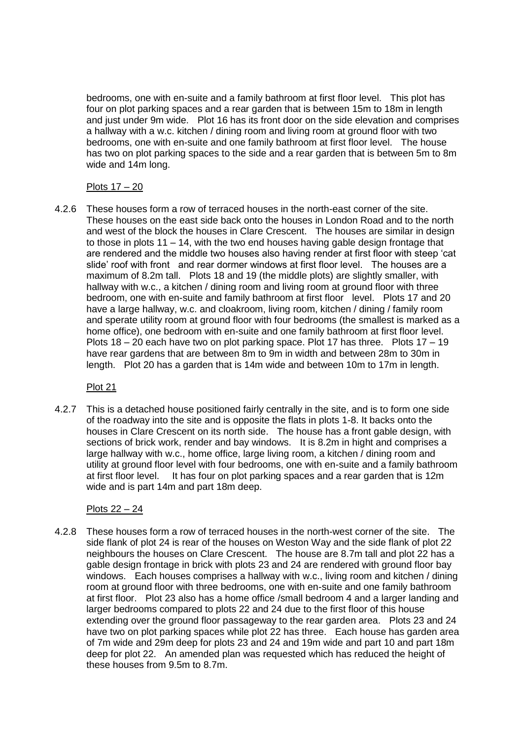bedrooms, one with en-suite and a family bathroom at first floor level. This plot has four on plot parking spaces and a rear garden that is between 15m to 18m in length and just under 9m wide. Plot 16 has its front door on the side elevation and comprises a hallway with a w.c. kitchen / dining room and living room at ground floor with two bedrooms, one with en-suite and one family bathroom at first floor level. The house has two on plot parking spaces to the side and a rear garden that is between 5m to 8m wide and 14m long.

Plots 17 – 20

4.2.6 These houses form a row of terraced houses in the north-east corner of the site. These houses on the east side back onto the houses in London Road and to the north and west of the block the houses in Clare Crescent. The houses are similar in design to those in plots 11 – 14, with the two end houses having gable design frontage that are rendered and the middle two houses also having render at first floor with steep 'cat slide' roof with front and rear dormer windows at first floor level. The houses are a maximum of 8.2m tall. Plots 18 and 19 (the middle plots) are slightly smaller, with hallway with w.c., a kitchen / dining room and living room at ground floor with three bedroom, one with en-suite and family bathroom at first floor level. Plots 17 and 20 have a large hallway, w.c. and cloakroom, living room, kitchen / dining / family room and sperate utility room at ground floor with four bedrooms (the smallest is marked as a home office), one bedroom with en-suite and one family bathroom at first floor level. Plots 18 – 20 each have two on plot parking space. Plot 17 has three. Plots 17 – 19 have rear gardens that are between 8m to 9m in width and between 28m to 30m in length. Plot 20 has a garden that is 14m wide and between 10m to 17m in length.

Plot 21

4.2.7 This is a detached house positioned fairly centrally in the site, and is to form one side of the roadway into the site and is opposite the flats in plots 1-8. It backs onto the houses in Clare Crescent on its north side. The house has a front gable design, with sections of brick work, render and bay windows. It is 8.2m in hight and comprises a large hallway with w.c., home office, large living room, a kitchen / dining room and utility at ground floor level with four bedrooms, one with en-suite and a family bathroom at first floor level. It has four on plot parking spaces and a rear garden that is 12m wide and is part 14m and part 18m deep.

Plots 22 – 24

4.2.8 These houses form a row of terraced houses in the north-west corner of the site. The side flank of plot 24 is rear of the houses on Weston Way and the side flank of plot 22 neighbours the houses on Clare Crescent. The house are 8.7m tall and plot 22 has a gable design frontage in brick with plots 23 and 24 are rendered with ground floor bay windows. Each houses comprises a hallway with w.c., living room and kitchen / dining room at ground floor with three bedrooms, one with en-suite and one family bathroom at first floor. Plot 23 also has a home office /small bedroom 4 and a larger landing and larger bedrooms compared to plots 22 and 24 due to the first floor of this house extending over the ground floor passageway to the rear garden area. Plots 23 and 24 have two on plot parking spaces while plot 22 has three. Each house has garden area of 7m wide and 29m deep for plots 23 and 24 and 19m wide and part 10 and part 18m deep for plot 22. An amended plan was requested which has reduced the height of these houses from 9.5m to 8.7m.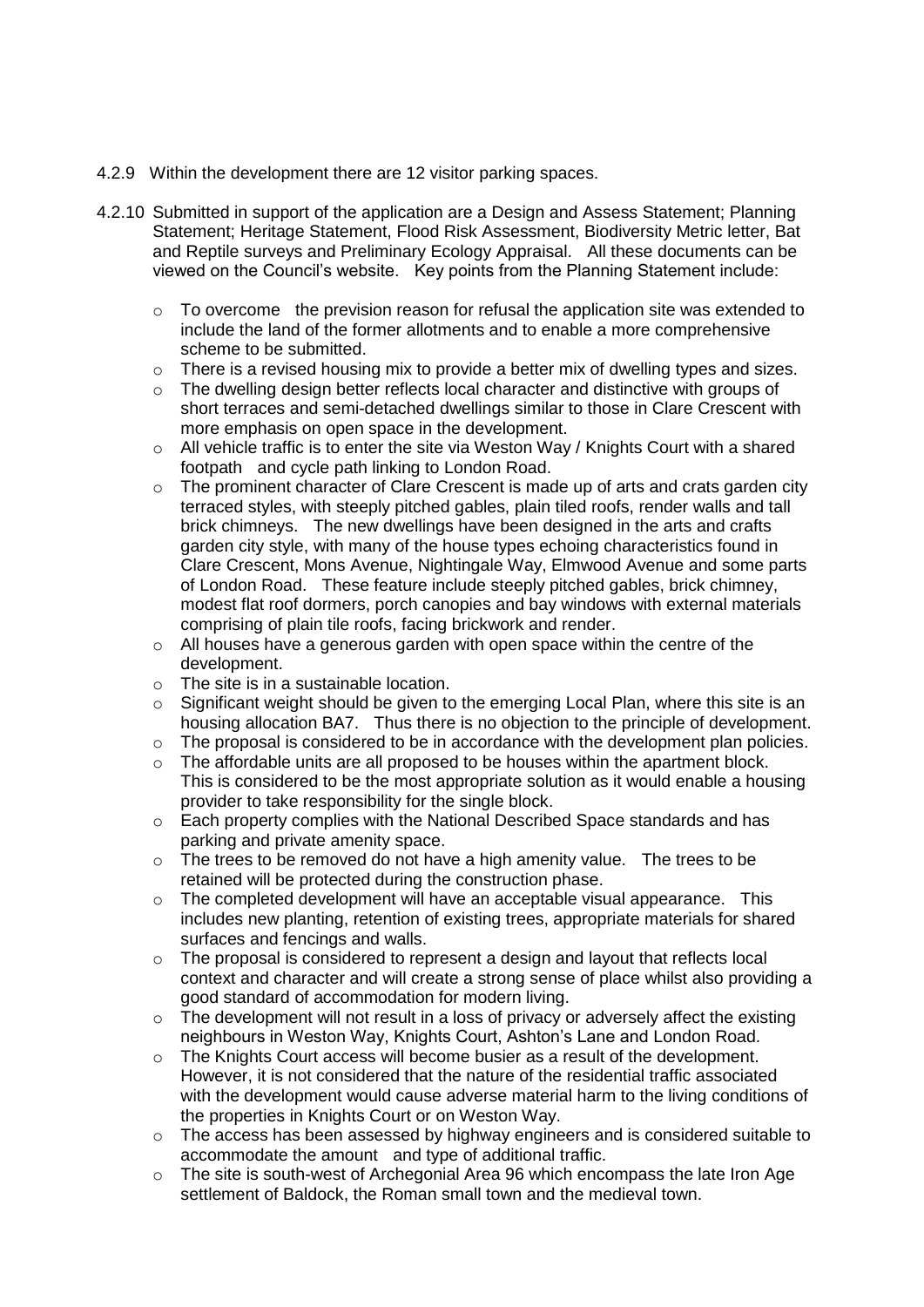4.2.9 Within the development there are 12 visitor parking spaces.

4.2.10 Submitted in support of the application are a Design and Assess Statement; Planning Statement; Heritage Statement, Flood Risk Assessment, Biodiversity Metric letter, Bat and Reptile surveys and Preliminary Ecology Appraisal. All these documents can be viewed on the Council's website. Key points from the Planning Statement include:

- To overcome the prevision reason for refusal the application site was extended to include the land of the former allotments and to enable a more comprehensive scheme to be submitted.
- There is a revised housing mix to provide a better mix of dwelling types and sizes.
- The dwelling design better reflects local character and distinctive with groups of short terraces and semi-detached dwellings similar to those in Clare Crescent with more emphasis on open space in the development.
- All vehicle traffic is to enter the site via Weston Way / Knights Court with a shared footpath and cycle path linking to London Road.
- The prominent character of Clare Crescent is made up of arts and crats garden city terraced styles, with steeply pitched gables, plain tiled roofs, render walls and tall brick chimneys. The new dwellings have been designed in the arts and crafts garden city style, with many of the house types echoing characteristics found in Clare Crescent, Mons Avenue, Nightingale Way, Elmwood Avenue and some parts of London Road. These feature include steeply pitched gables, brick chimney, modest flat roof dormers, porch canopies and bay windows with external materials comprising of plain tile roofs, facing brickwork and render.
- All houses have a generous garden with open space within the centre of the development.
- The site is in a sustainable location.
- Significant weight should be given to the emerging Local Plan, where this site is an housing allocation BA7. Thus there is no objection to the principle of development.
- The proposal is considered to be in accordance with the development plan policies.
- The affordable units are all proposed to be houses within the apartment block. This is considered to be the most appropriate solution as it would enable a housing provider to take responsibility for the single block.
- Each property complies with the National Described Space standards and has parking and private amenity space.
- The trees to be removed do not have a high amenity value. The trees to be retained will be protected during the construction phase.
- The completed development will have an acceptable visual appearance. This includes new planting, retention of existing trees, appropriate materials for shared surfaces and fencings and walls.
- The proposal is considered to represent a design and layout that reflects local context and character and will create a strong sense of place whilst also providing a good standard of accommodation for modern living.
- The development will not result in a loss of privacy or adversely affect the existing neighbours in Weston Way, Knights Court, Ashton's Lane and London Road.
- The Knights Court access will become busier as a result of the development. However, it is not considered that the nature of the residential traffic associated with the development would cause adverse material harm to the living conditions of the properties in Knights Court or on Weston Way.
- The access has been assessed by highway engineers and is considered suitable to accommodate the amount and type of additional traffic.
- The site is south-west of Archegonial Area 96 which encompass the late Iron Age settlement of Baldock, the Roman small town and the medieval town.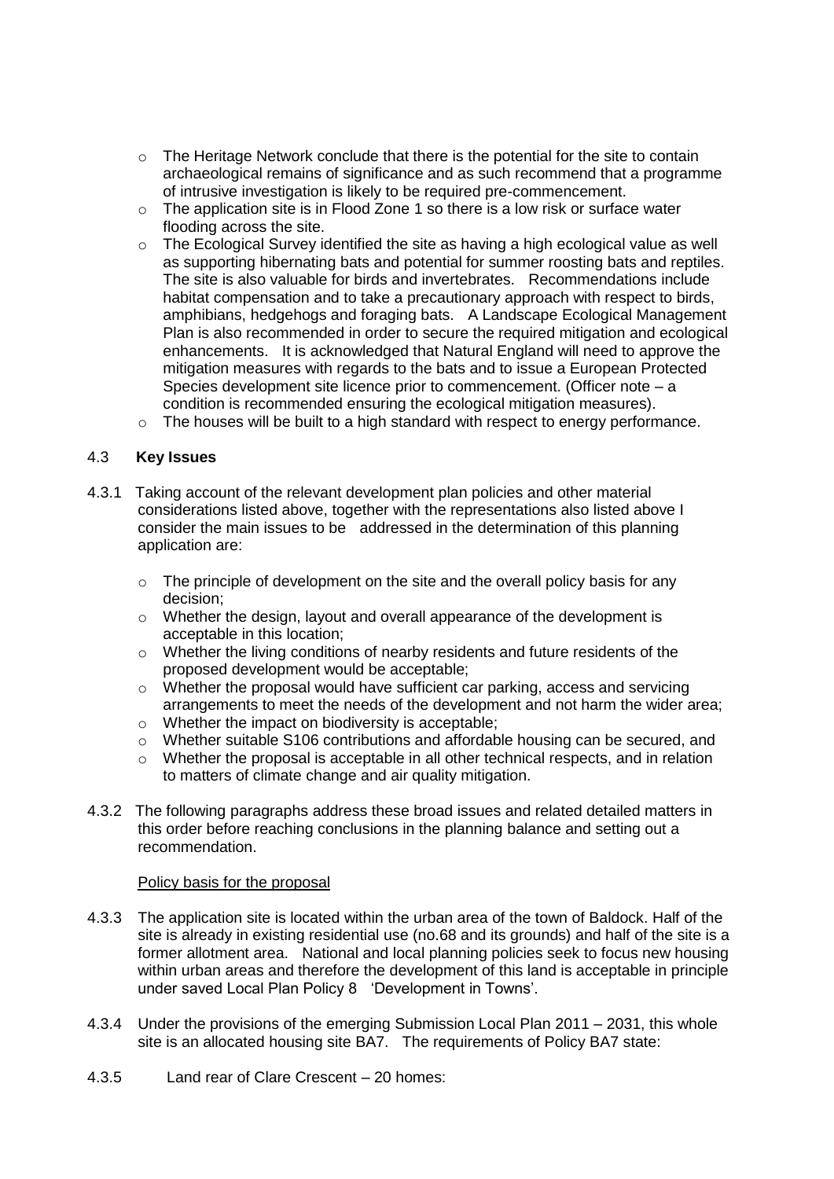- The Heritage Network conclude that there is the potential for the site to contain archaeological remains of significance and as such recommend that a programme of intrusive investigation is likely to be required pre-commencement.
- The application site is in Flood Zone 1 so there is a low risk or surface water flooding across the site.
- The Ecological Survey identified the site as having a high ecological value as well as supporting hibernating bats and potential for summer roosting bats and reptiles. The site is also valuable for birds and invertebrates. Recommendations include habitat compensation and to take a precautionary approach with respect to birds, amphibians, hedgehogs and foraging bats. A Landscape Ecological Management Plan is also recommended in order to secure the required mitigation and ecological enhancements. It is acknowledged that Natural England will need to approve the mitigation measures with regards to the bats and to issue a European Protected Species development site licence prior to commencement. (Officer note – a condition is recommended ensuring the ecological mitigation measures).
- The houses will be built to a high standard with respect to energy performance.

## 4.3 **Key Issues**

4.3.1 Taking account of the relevant development plan policies and other material considerations listed above, together with the representations also listed above I consider the main issues to be addressed in the determination of this planning application are:

- The principle of development on the site and the overall policy basis for any decision;
- Whether the design, layout and overall appearance of the development is acceptable in this location;
- Whether the living conditions of nearby residents and future residents of the proposed development would be acceptable;
- Whether the proposal would have sufficient car parking, access and servicing arrangements to meet the needs of the development and not harm the wider area;
- Whether the impact on biodiversity is acceptable;
- Whether suitable S106 contributions and affordable housing can be secured, and
- Whether the proposal is acceptable in all other technical respects, and in relation to matters of climate change and air quality mitigation.

4.3.2 The following paragraphs address these broad issues and related detailed matters in this order before reaching conclusions in the planning balance and setting out a recommendation.

Policy basis for the proposal

4.3.3 The application site is located within the urban area of the town of Baldock. Half of the site is already in existing residential use (no.68 and its grounds) and half of the site is a former allotment area. National and local planning policies seek to focus new housing within urban areas and therefore the development of this land is acceptable in principle under saved Local Plan Policy 8 'Development in Towns'.

4.3.4 Under the provisions of the emerging Submission Local Plan 2011 – 2031, this whole site is an allocated housing site BA7. The requirements of Policy BA7 state:

4.3.5 Land rear of Clare Crescent – 20 homes: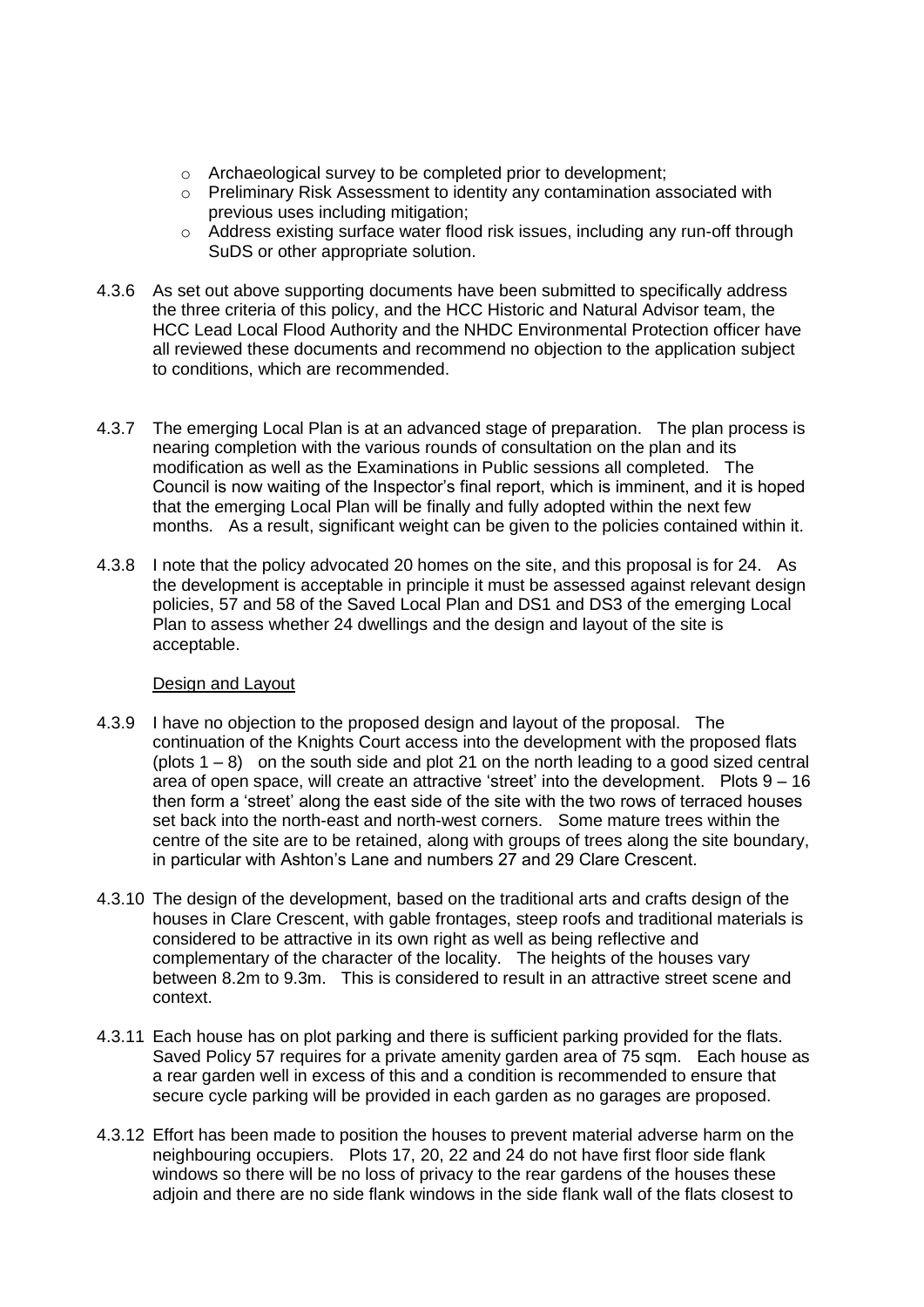- Archaeological survey to be completed prior to development;
- Preliminary Risk Assessment to identity any contamination associated with previous uses including mitigation;
- Address existing surface water flood risk issues, including any run-off through SuDS or other appropriate solution.

4.3.6 As set out above supporting documents have been submitted to specifically address the three criteria of this policy, and the HCC Historic and Natural Advisor team, the HCC Lead Local Flood Authority and the NHDC Environmental Protection officer have all reviewed these documents and recommend no objection to the application subject to conditions, which are recommended.

4.3.7 The emerging Local Plan is at an advanced stage of preparation. The plan process is nearing completion with the various rounds of consultation on the plan and its modification as well as the Examinations in Public sessions all completed. The Council is now waiting of the Inspector's final report, which is imminent, and it is hoped that the emerging Local Plan will be finally and fully adopted within the next few months. As a result, significant weight can be given to the policies contained within it.

4.3.8 I note that the policy advocated 20 homes on the site, and this proposal is for 24. As the development is acceptable in principle it must be assessed against relevant design policies, 57 and 58 of the Saved Local Plan and DS1 and DS3 of the emerging Local Plan to assess whether 24 dwellings and the design and layout of the site is acceptable.

Design and Layout

4.3.9 I have no objection to the proposed design and layout of the proposal. The continuation of the Knights Court access into the development with the proposed flats (plots 1 – 8) on the south side and plot 21 on the north leading to a good sized central area of open space, will create an attractive 'street' into the development. Plots 9 – 16 then form a 'street' along the east side of the site with the two rows of terraced houses set back into the north-east and north-west corners. Some mature trees within the centre of the site are to be retained, along with groups of trees along the site boundary, in particular with Ashton's Lane and numbers 27 and 29 Clare Crescent.

4.3.10 The design of the development, based on the traditional arts and crafts design of the houses in Clare Crescent, with gable frontages, steep roofs and traditional materials is considered to be attractive in its own right as well as being reflective and complementary of the character of the locality. The heights of the houses vary between 8.2m to 9.3m. This is considered to result in an attractive street scene and context.

4.3.11 Each house has on plot parking and there is sufficient parking provided for the flats. Saved Policy 57 requires for a private amenity garden area of 75 sqm. Each house as a rear garden well in excess of this and a condition is recommended to ensure that secure cycle parking will be provided in each garden as no garages are proposed.

4.3.12 Effort has been made to position the houses to prevent material adverse harm on the neighbouring occupiers. Plots 17, 20, 22 and 24 do not have first floor side flank windows so there will be no loss of privacy to the rear gardens of the houses these adjoin and there are no side flank windows in the side flank wall of the flats closest to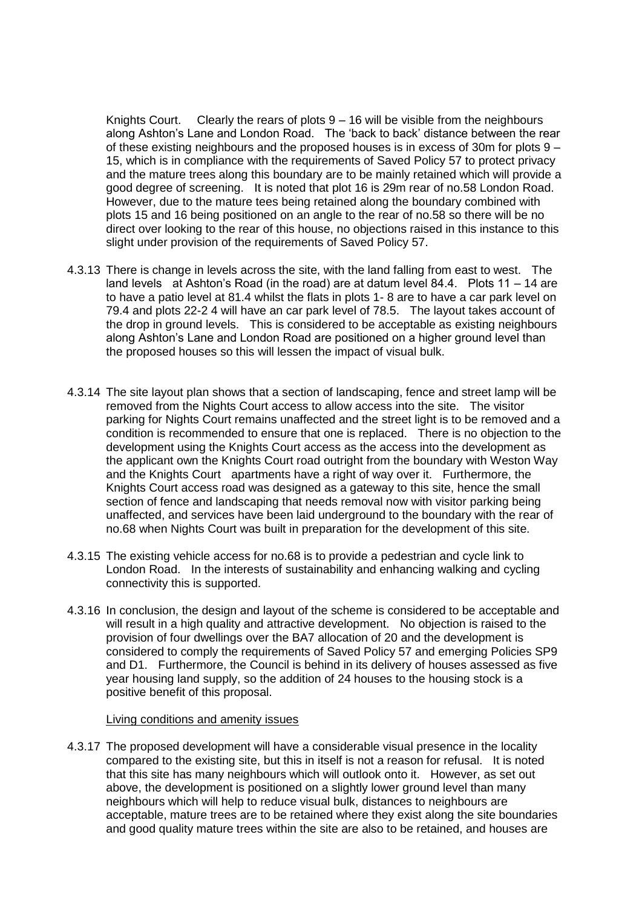Knights Court. Clearly the rears of plots 9 – 16 will be visible from the neighbours along Ashton's Lane and London Road. The 'back to back' distance between the rear of these existing neighbours and the proposed houses is in excess of 30m for plots 9 – 15, which is in compliance with the requirements of Saved Policy 57 to protect privacy and the mature trees along this boundary are to be mainly retained which will provide a good degree of screening. It is noted that plot 16 is 29m rear of no.58 London Road. However, due to the mature tees being retained along the boundary combined with plots 15 and 16 being positioned on an angle to the rear of no.58 so there will be no direct over looking to the rear of this house, no objections raised in this instance to this slight under provision of the requirements of Saved Policy 57.

4.3.13 There is change in levels across the site, with the land falling from east to west. The land levels at Ashton's Road (in the road) are at datum level 84.4. Plots 11 – 14 are to have a patio level at 81.4 whilst the flats in plots 1- 8 are to have a car park level on 79.4 and plots 22-2 4 will have an car park level of 78.5. The layout takes account of the drop in ground levels. This is considered to be acceptable as existing neighbours along Ashton's Lane and London Road are positioned on a higher ground level than the proposed houses so this will lessen the impact of visual bulk.

4.3.14 The site layout plan shows that a section of landscaping, fence and street lamp will be removed from the Nights Court access to allow access into the site. The visitor parking for Nights Court remains unaffected and the street light is to be removed and a condition is recommended to ensure that one is replaced. There is no objection to the development using the Knights Court access as the access into the development as the applicant own the Knights Court road outright from the boundary with Weston Way and the Knights Court apartments have a right of way over it. Furthermore, the Knights Court access road was designed as a gateway to this site, hence the small section of fence and landscaping that needs removal now with visitor parking being unaffected, and services have been laid underground to the boundary with the rear of no.68 when Nights Court was built in preparation for the development of this site.

4.3.15 The existing vehicle access for no.68 is to provide a pedestrian and cycle link to London Road. In the interests of sustainability and enhancing walking and cycling connectivity this is supported.

4.3.16 In conclusion, the design and layout of the scheme is considered to be acceptable and will result in a high quality and attractive development. No objection is raised to the provision of four dwellings over the BA7 allocation of 20 and the development is considered to comply the requirements of Saved Policy 57 and emerging Policies SP9 and D1. Furthermore, the Council is behind in its delivery of houses assessed as five year housing land supply, so the addition of 24 houses to the housing stock is a positive benefit of this proposal.

Living conditions and amenity issues

4.3.17 The proposed development will have a considerable visual presence in the locality compared to the existing site, but this in itself is not a reason for refusal. It is noted that this site has many neighbours which will outlook onto it. However, as set out above, the development is positioned on a slightly lower ground level than many neighbours which will help to reduce visual bulk, distances to neighbours are acceptable, mature trees are to be retained where they exist along the site boundaries and good quality mature trees within the site are also to be retained, and houses are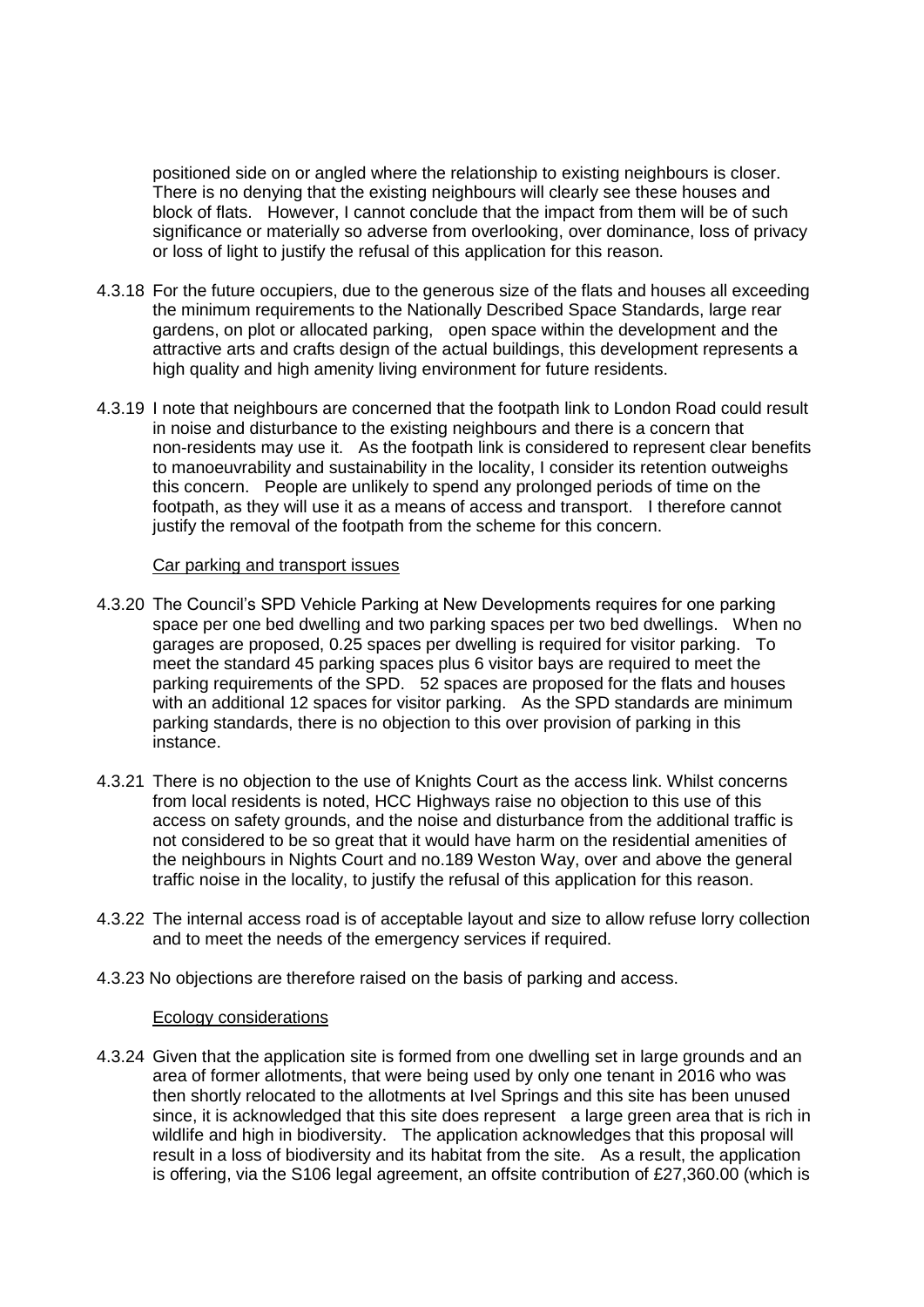positioned side on or angled where the relationship to existing neighbours is closer. There is no denying that the existing neighbours will clearly see these houses and block of flats. However, I cannot conclude that the impact from them will be of such significance or materially so adverse from overlooking, over dominance, loss of privacy or loss of light to justify the refusal of this application for this reason.

4.3.18 For the future occupiers, due to the generous size of the flats and houses all exceeding the minimum requirements to the Nationally Described Space Standards, large rear gardens, on plot or allocated parking, open space within the development and the attractive arts and crafts design of the actual buildings, this development represents a high quality and high amenity living environment for future residents.

4.3.19 I note that neighbours are concerned that the footpath link to London Road could result in noise and disturbance to the existing neighbours and there is a concern that non-residents may use it. As the footpath link is considered to represent clear benefits to manoeuvrability and sustainability in the locality, I consider its retention outweighs this concern. People are unlikely to spend any prolonged periods of time on the footpath, as they will use it as a means of access and transport. I therefore cannot justify the removal of the footpath from the scheme for this concern.

<u>Car parking and transport issues</u>

4.3.20 The Council's SPD Vehicle Parking at New Developments requires for one parking space per one bed dwelling and two parking spaces per two bed dwellings. When no garages are proposed, 0.25 spaces per dwelling is required for visitor parking. To meet the standard 45 parking spaces plus 6 visitor bays are required to meet the parking requirements of the SPD. 52 spaces are proposed for the flats and houses with an additional 12 spaces for visitor parking. As the SPD standards are minimum parking standards, there is no objection to this over provision of parking in this instance.

4.3.21 There is no objection to the use of Knights Court as the access link. Whilst concerns from local residents is noted, HCC Highways raise no objection to this use of this access on safety grounds, and the noise and disturbance from the additional traffic is not considered to be so great that it would have harm on the residential amenities of the neighbours in Nights Court and no.189 Weston Way, over and above the general traffic noise in the locality, to justify the refusal of this application for this reason.

4.3.22 The internal access road is of acceptable layout and size to allow refuse lorry collection and to meet the needs of the emergency services if required.

4.3.23 No objections are therefore raised on the basis of parking and access.

<u>Ecology considerations</u>

4.3.24 Given that the application site is formed from one dwelling set in large grounds and an area of former allotments, that were being used by only one tenant in 2016 who was then shortly relocated to the allotments at Ivel Springs and this site has been unused since, it is acknowledged that this site does represent a large green area that is rich in wildlife and high in biodiversity. The application acknowledges that this proposal will result in a loss of biodiversity and its habitat from the site. As a result, the application is offering, via the S106 legal agreement, an offsite contribution of £27,360.00 (which is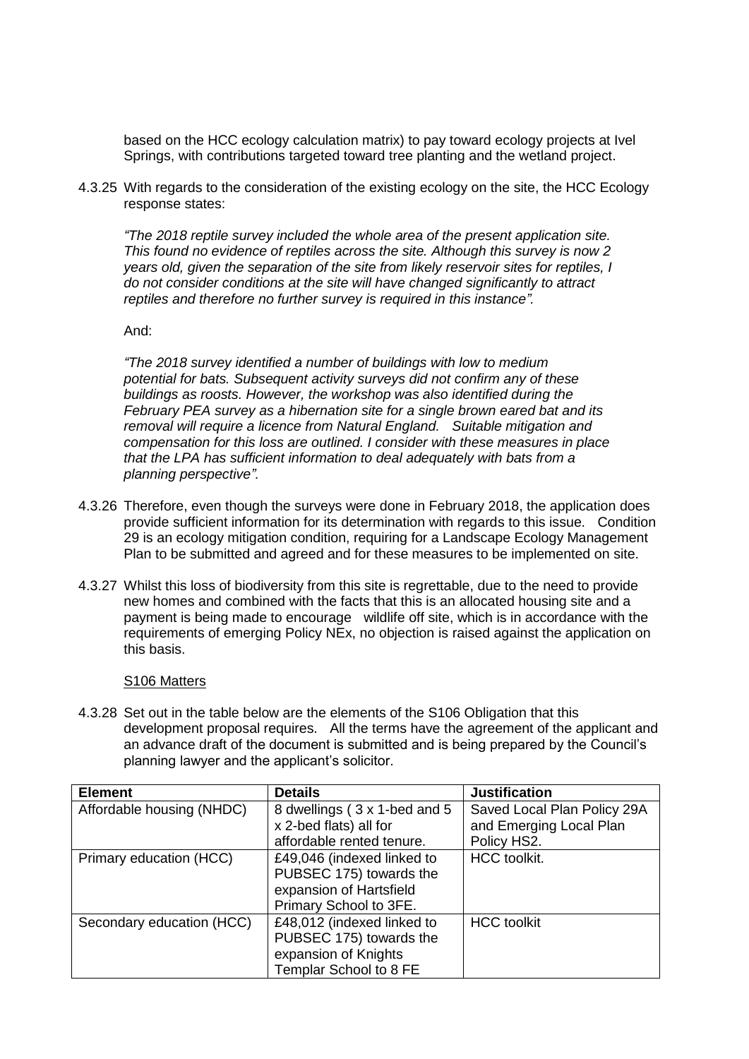based on the HCC ecology calculation matrix) to pay toward ecology projects at Ivel Springs, with contributions targeted toward tree planting and the wetland project.

4.3.25 With regards to the consideration of the existing ecology on the site, the HCC Ecology response states:

*"The 2018 reptile survey included the whole area of the present application site. This found no evidence of reptiles across the site. Although this survey is now 2 years old, given the separation of the site from likely reservoir sites for reptiles, I do not consider conditions at the site will have changed significantly to attract reptiles and therefore no further survey is required in this instance".*

And:

*"The 2018 survey identified a number of buildings with low to medium potential for bats. Subsequent activity surveys did not confirm any of these buildings as roosts. However, the workshop was also identified during the February PEA survey as a hibernation site for a single brown eared bat and its removal will require a licence from Natural England. Suitable mitigation and compensation for this loss are outlined. I consider with these measures in place that the LPA has sufficient information to deal adequately with bats from a planning perspective".*

4.3.26 Therefore, even though the surveys were done in February 2018, the application does provide sufficient information for its determination with regards to this issue. Condition 29 is an ecology mitigation condition, requiring for a Landscape Ecology Management Plan to be submitted and agreed and for these measures to be implemented on site.

4.3.27 Whilst this loss of biodiversity from this site is regrettable, due to the need to provide new homes and combined with the facts that this is an allocated housing site and a payment is being made to encourage wildlife off site, which is in accordance with the requirements of emerging Policy NEx, no objection is raised against the application on this basis.

<u>S106 Matters</u>

4.3.28 Set out in the table below are the elements of the S106 Obligation that this development proposal requires. All the terms have the agreement of the applicant and an advance draft of the document is submitted and is being prepared by the Council's planning lawyer and the applicant's solicitor.

| Element | Details | Justification |
|---|---|---|
| Affordable housing (NHDC) | 8 dwellings ( 3 x 1-bed and 5 x 2-bed flats) all for affordable rented tenure. | Saved Local Plan Policy 29A and Emerging Local Plan Policy HS2. |
| Primary education (HCC) | £49,046 (indexed linked to PUBSEC 175) towards the expansion of Hartsfield Primary School to 3FE. | HCC toolkit. |
| Secondary education (HCC) | £48,012 (indexed linked to PUBSEC 175) towards the expansion of Knights Templar School to 8 FE | HCC toolkit |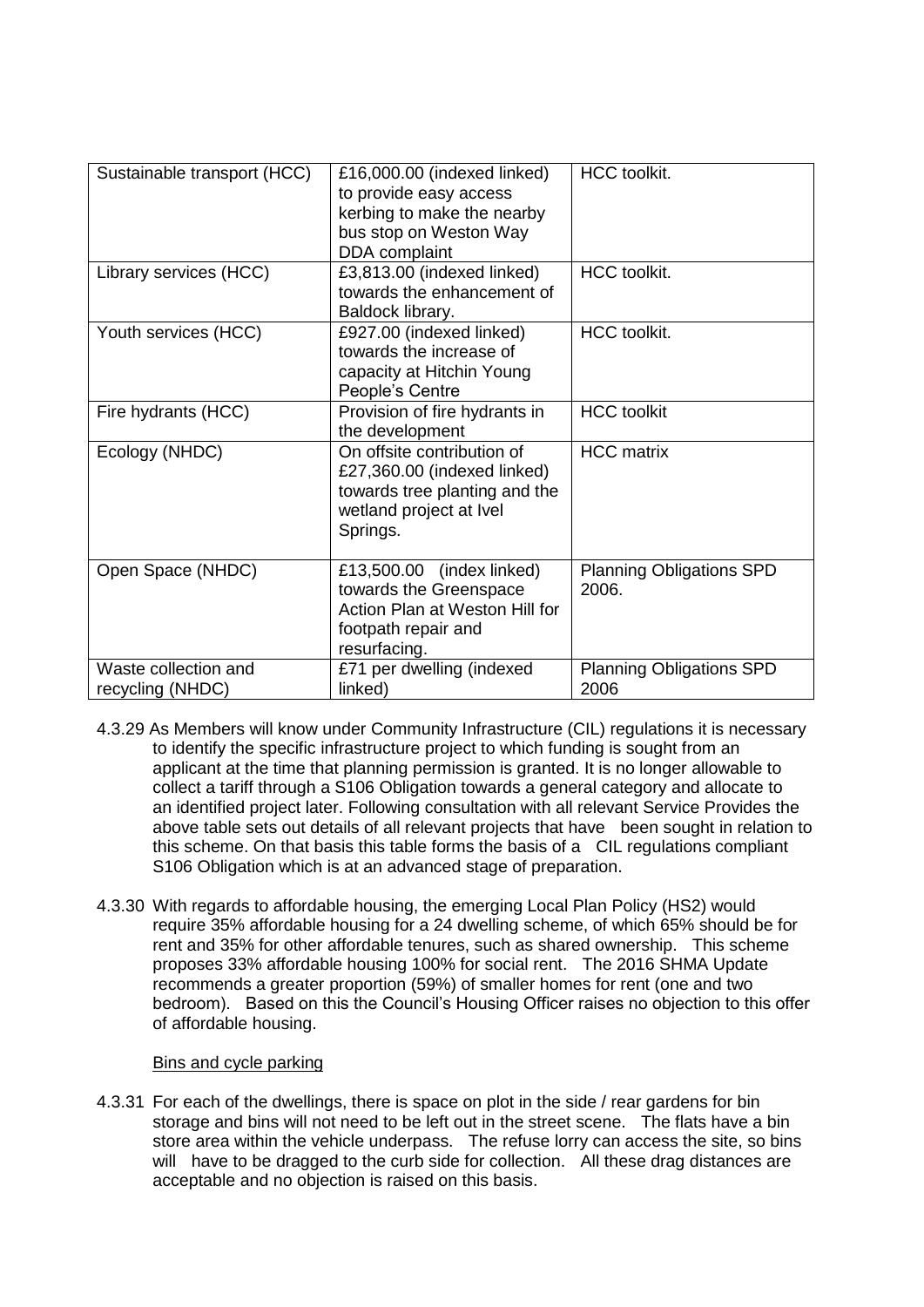| Sustainable transport (HCC) | £16,000.00 (indexed linked) to provide easy access kerbing to make the nearby bus stop on Weston Way DDA complaint | HCC toolkit. |
|---|---|---|
| Library services (HCC) | £3,813.00 (indexed linked) towards the enhancement of Baldock library. | HCC toolkit. |
| Youth services (HCC) | £927.00 (indexed linked) towards the increase of capacity at Hitchin Young People's Centre | HCC toolkit. |
| Fire hydrants (HCC) | Provision of fire hydrants in the development | HCC toolkit |
| Ecology (NHDC) | On offsite contribution of £27,360.00 (indexed linked) towards tree planting and the wetland project at Ivel Springs. | HCC matrix |
| Open Space (NHDC) | £13,500.00 (index linked) towards the Greenspace Action Plan at Weston Hill for footpath repair and resurfacing. | Planning Obligations SPD 2006. |
| Waste collection and recycling (NHDC) | £71 per dwelling (indexed linked) | Planning Obligations SPD 2006 |

4.3.29 As Members will know under Community Infrastructure (CIL) regulations it is necessary to identify the specific infrastructure project to which funding is sought from an applicant at the time that planning permission is granted. It is no longer allowable to collect a tariff through a S106 Obligation towards a general category and allocate to an identified project later. Following consultation with all relevant Service Provides the above table sets out details of all relevant projects that have been sought in relation to this scheme. On that basis this table forms the basis of a CIL regulations compliant S106 Obligation which is at an advanced stage of preparation.

4.3.30 With regards to affordable housing, the emerging Local Plan Policy (HS2) would require 35% affordable housing for a 24 dwelling scheme, of which 65% should be for rent and 35% for other affordable tenures, such as shared ownership. This scheme proposes 33% affordable housing 100% for social rent. The 2016 SHMA Update recommends a greater proportion (59%) of smaller homes for rent (one and two bedroom). Based on this the Council's Housing Officer raises no objection to this offer of affordable housing.

Bins and cycle parking

4.3.31 For each of the dwellings, there is space on plot in the side / rear gardens for bin storage and bins will not need to be left out in the street scene. The flats have a bin store area within the vehicle underpass. The refuse lorry can access the site, so bins will have to be dragged to the curb side for collection. All these drag distances are acceptable and no objection is raised on this basis.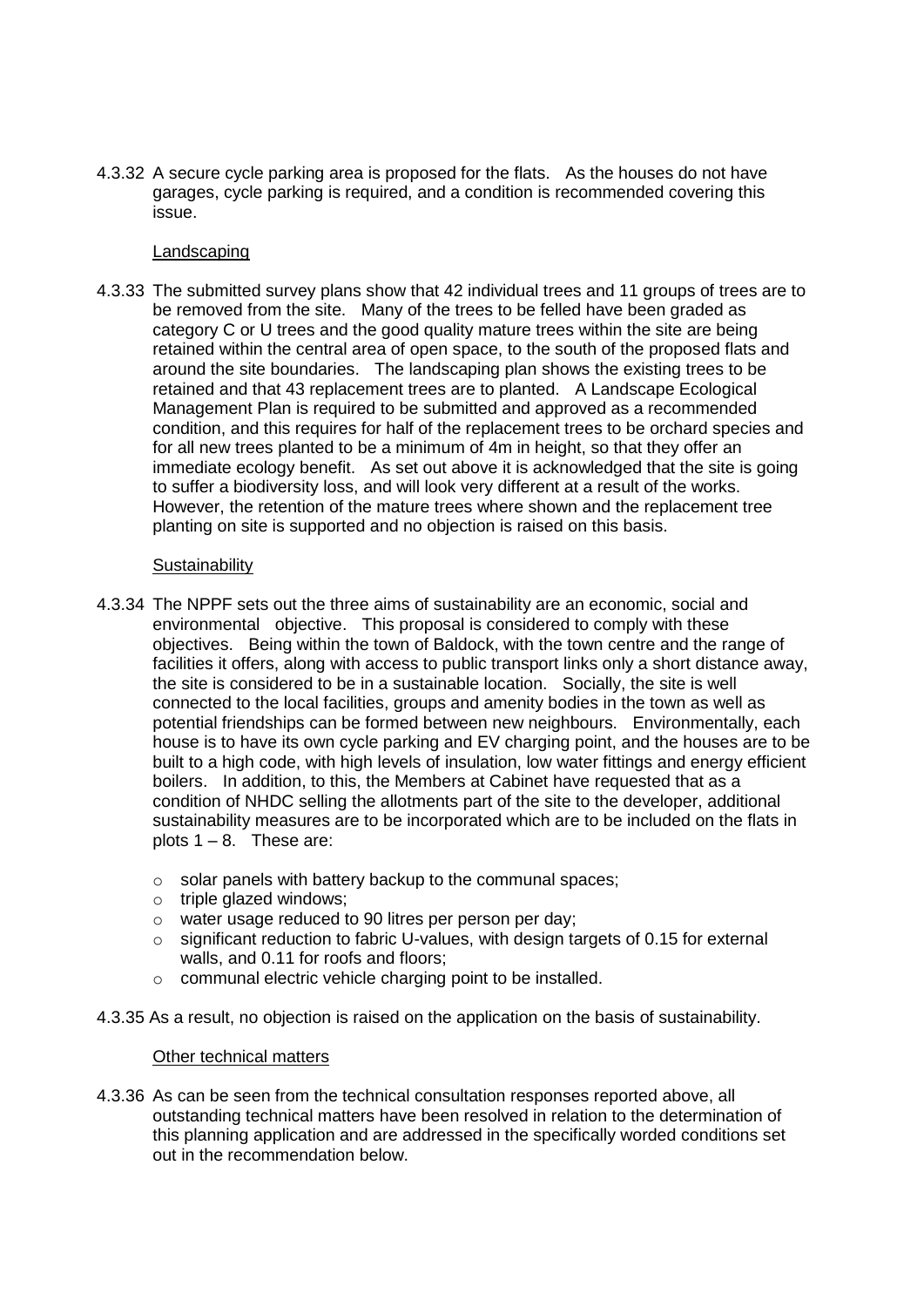4.3.32 A secure cycle parking area is proposed for the flats. As the houses do not have garages, cycle parking is required, and a condition is recommended covering this issue.

Landscaping

4.3.33 The submitted survey plans show that 42 individual trees and 11 groups of trees are to be removed from the site. Many of the trees to be felled have been graded as category C or U trees and the good quality mature trees within the site are being retained within the central area of open space, to the south of the proposed flats and around the site boundaries. The landscaping plan shows the existing trees to be retained and that 43 replacement trees are to planted. A Landscape Ecological Management Plan is required to be submitted and approved as a recommended condition, and this requires for half of the replacement trees to be orchard species and for all new trees planted to be a minimum of 4m in height, so that they offer an immediate ecology benefit. As set out above it is acknowledged that the site is going to suffer a biodiversity loss, and will look very different at a result of the works. However, the retention of the mature trees where shown and the replacement tree planting on site is supported and no objection is raised on this basis.

Sustainability

4.3.34 The NPPF sets out the three aims of sustainability are an economic, social and environmental objective. This proposal is considered to comply with these objectives. Being within the town of Baldock, with the town centre and the range of facilities it offers, along with access to public transport links only a short distance away, the site is considered to be in a sustainable location. Socially, the site is well connected to the local facilities, groups and amenity bodies in the town as well as potential friendships can be formed between new neighbours. Environmentally, each house is to have its own cycle parking and EV charging point, and the houses are to be built to a high code, with high levels of insulation, low water fittings and energy efficient boilers. In addition, to this, the Members at Cabinet have requested that as a condition of NHDC selling the allotments part of the site to the developer, additional sustainability measures are to be incorporated which are to be included on the flats in plots 1 – 8. These are:

- solar panels with battery backup to the communal spaces;
- triple glazed windows;
- water usage reduced to 90 litres per person per day;
- significant reduction to fabric U-values, with design targets of 0.15 for external walls, and 0.11 for roofs and floors;
- communal electric vehicle charging point to be installed.

4.3.35 As a result, no objection is raised on the application on the basis of sustainability.

Other technical matters

4.3.36 As can be seen from the technical consultation responses reported above, all outstanding technical matters have been resolved in relation to the determination of this planning application and are addressed in the specifically worded conditions set out in the recommendation below.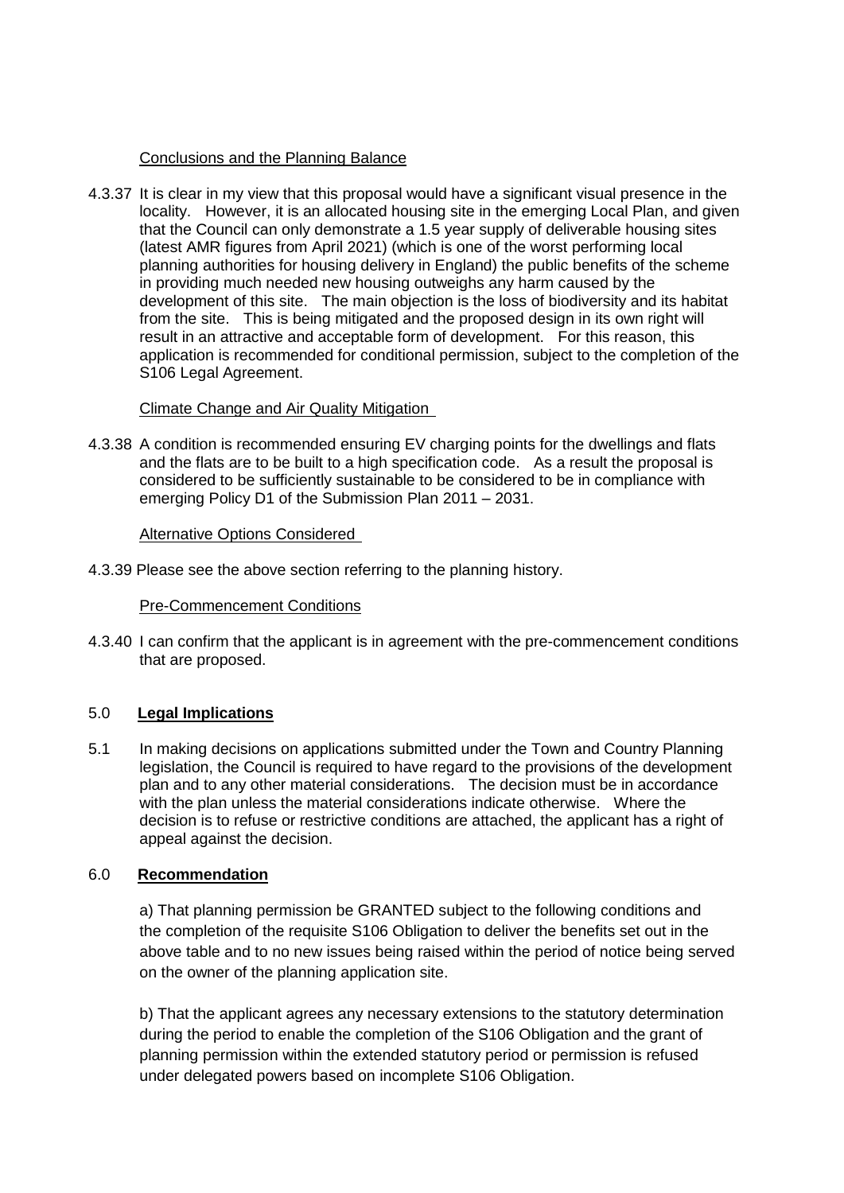Conclusions and the Planning Balance

4.3.37 It is clear in my view that this proposal would have a significant visual presence in the locality. However, it is an allocated housing site in the emerging Local Plan, and given that the Council can only demonstrate a 1.5 year supply of deliverable housing sites (latest AMR figures from April 2021) (which is one of the worst performing local planning authorities for housing delivery in England) the public benefits of the scheme in providing much needed new housing outweighs any harm caused by the development of this site. The main objection is the loss of biodiversity and its habitat from the site. This is being mitigated and the proposed design in its own right will result in an attractive and acceptable form of development. For this reason, this application is recommended for conditional permission, subject to the completion of the S106 Legal Agreement.

Climate Change and Air Quality Mitigation

4.3.38 A condition is recommended ensuring EV charging points for the dwellings and flats and the flats are to be built to a high specification code. As a result the proposal is considered to be sufficiently sustainable to be considered to be in compliance with emerging Policy D1 of the Submission Plan 2011 – 2031.

Alternative Options Considered

4.3.39 Please see the above section referring to the planning history.

Pre-Commencement Conditions

4.3.40 I can confirm that the applicant is in agreement with the pre-commencement conditions that are proposed.

## 5.0 **Legal Implications**

5.1 In making decisions on applications submitted under the Town and Country Planning legislation, the Council is required to have regard to the provisions of the development plan and to any other material considerations. The decision must be in accordance with the plan unless the material considerations indicate otherwise. Where the decision is to refuse or restrictive conditions are attached, the applicant has a right of appeal against the decision.

## 6.0 **Recommendation**

a) That planning permission be GRANTED subject to the following conditions and the completion of the requisite S106 Obligation to deliver the benefits set out in the above table and to no new issues being raised within the period of notice being served on the owner of the planning application site.

b) That the applicant agrees any necessary extensions to the statutory determination during the period to enable the completion of the S106 Obligation and the grant of planning permission within the extended statutory period or permission is refused under delegated powers based on incomplete S106 Obligation.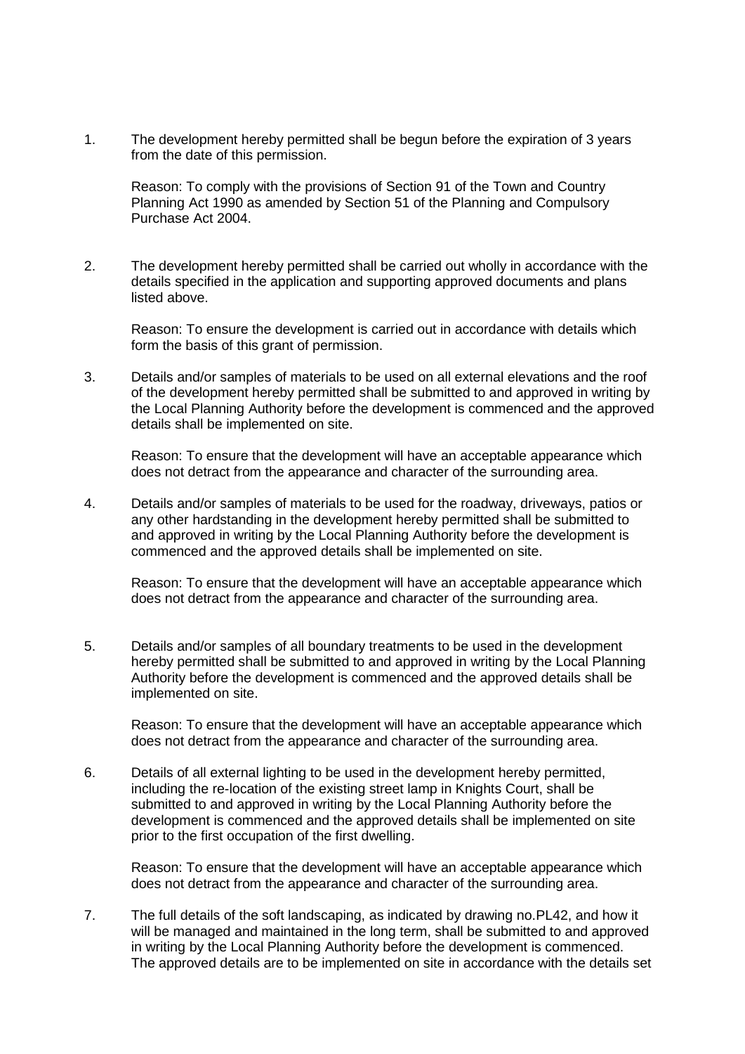1. The development hereby permitted shall be begun before the expiration of 3 years from the date of this permission.

   Reason: To comply with the provisions of Section 91 of the Town and Country Planning Act 1990 as amended by Section 51 of the Planning and Compulsory Purchase Act 2004.

2. The development hereby permitted shall be carried out wholly in accordance with the details specified in the application and supporting approved documents and plans listed above.

   Reason: To ensure the development is carried out in accordance with details which form the basis of this grant of permission.

3. Details and/or samples of materials to be used on all external elevations and the roof of the development hereby permitted shall be submitted to and approved in writing by the Local Planning Authority before the development is commenced and the approved details shall be implemented on site.

   Reason: To ensure that the development will have an acceptable appearance which does not detract from the appearance and character of the surrounding area.

4. Details and/or samples of materials to be used for the roadway, driveways, patios or any other hardstanding in the development hereby permitted shall be submitted to and approved in writing by the Local Planning Authority before the development is commenced and the approved details shall be implemented on site.

   Reason: To ensure that the development will have an acceptable appearance which does not detract from the appearance and character of the surrounding area.

5. Details and/or samples of all boundary treatments to be used in the development hereby permitted shall be submitted to and approved in writing by the Local Planning Authority before the development is commenced and the approved details shall be implemented on site.

   Reason: To ensure that the development will have an acceptable appearance which does not detract from the appearance and character of the surrounding area.

6. Details of all external lighting to be used in the development hereby permitted, including the re-location of the existing street lamp in Knights Court, shall be submitted to and approved in writing by the Local Planning Authority before the development is commenced and the approved details shall be implemented on site prior to the first occupation of the first dwelling.

   Reason: To ensure that the development will have an acceptable appearance which does not detract from the appearance and character of the surrounding area.

7. The full details of the soft landscaping, as indicated by drawing no.PL42, and how it will be managed and maintained in the long term, shall be submitted to and approved in writing by the Local Planning Authority before the development is commenced. The approved details are to be implemented on site in accordance with the details set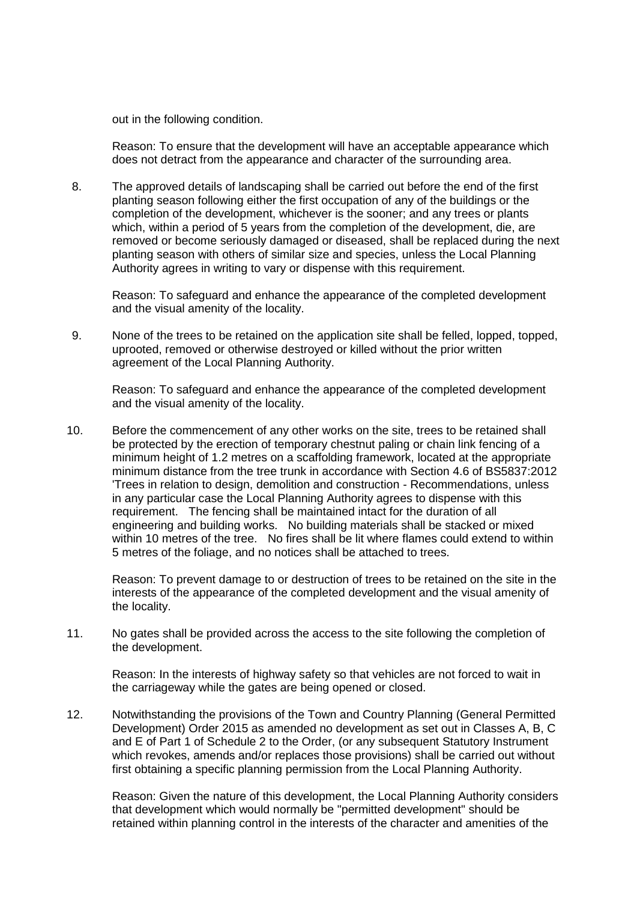out in the following condition.

Reason: To ensure that the development will have an acceptable appearance which does not detract from the appearance and character of the surrounding area.

8. The approved details of landscaping shall be carried out before the end of the first planting season following either the first occupation of any of the buildings or the completion of the development, whichever is the sooner; and any trees or plants which, within a period of 5 years from the completion of the development, die, are removed or become seriously damaged or diseased, shall be replaced during the next planting season with others of similar size and species, unless the Local Planning Authority agrees in writing to vary or dispense with this requirement.

   Reason: To safeguard and enhance the appearance of the completed development and the visual amenity of the locality.

9. None of the trees to be retained on the application site shall be felled, lopped, topped, uprooted, removed or otherwise destroyed or killed without the prior written agreement of the Local Planning Authority.

   Reason: To safeguard and enhance the appearance of the completed development and the visual amenity of the locality.

10. Before the commencement of any other works on the site, trees to be retained shall be protected by the erection of temporary chestnut paling or chain link fencing of a minimum height of 1.2 metres on a scaffolding framework, located at the appropriate minimum distance from the tree trunk in accordance with Section 4.6 of BS5837:2012 'Trees in relation to design, demolition and construction - Recommendations, unless in any particular case the Local Planning Authority agrees to dispense with this requirement. The fencing shall be maintained intact for the duration of all engineering and building works. No building materials shall be stacked or mixed within 10 metres of the tree. No fires shall be lit where flames could extend to within 5 metres of the foliage, and no notices shall be attached to trees.

    Reason: To prevent damage to or destruction of trees to be retained on the site in the interests of the appearance of the completed development and the visual amenity of the locality.

11. No gates shall be provided across the access to the site following the completion of the development.

    Reason: In the interests of highway safety so that vehicles are not forced to wait in the carriageway while the gates are being opened or closed.

12. Notwithstanding the provisions of the Town and Country Planning (General Permitted Development) Order 2015 as amended no development as set out in Classes A, B, C and E of Part 1 of Schedule 2 to the Order, (or any subsequent Statutory Instrument which revokes, amends and/or replaces those provisions) shall be carried out without first obtaining a specific planning permission from the Local Planning Authority.

    Reason: Given the nature of this development, the Local Planning Authority considers that development which would normally be "permitted development" should be retained within planning control in the interests of the character and amenities of the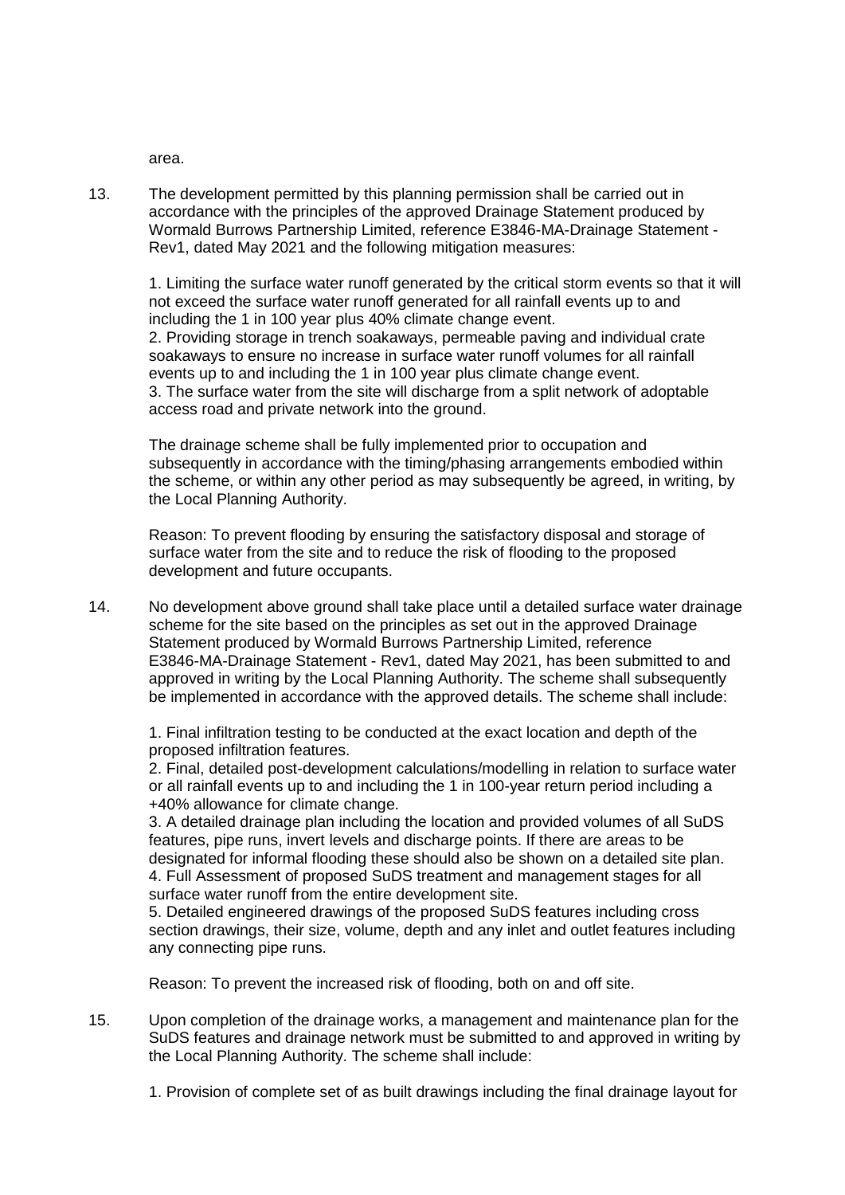area.

13. The development permitted by this planning permission shall be carried out in accordance with the principles of the approved Drainage Statement produced by Wormald Burrows Partnership Limited, reference E3846-MA-Drainage Statement - Rev1, dated May 2021 and the following mitigation measures:

    1. Limiting the surface water runoff generated by the critical storm events so that it will not exceed the surface water runoff generated for all rainfall events up to and including the 1 in 100 year plus 40% climate change event.
    2. Providing storage in trench soakaways, permeable paving and individual crate soakaways to ensure no increase in surface water runoff volumes for all rainfall events up to and including the 1 in 100 year plus climate change event.
    3. The surface water from the site will discharge from a split network of adoptable access road and private network into the ground.

    The drainage scheme shall be fully implemented prior to occupation and subsequently in accordance with the timing/phasing arrangements embodied within the scheme, or within any other period as may subsequently be agreed, in writing, by the Local Planning Authority.

    Reason: To prevent flooding by ensuring the satisfactory disposal and storage of surface water from the site and to reduce the risk of flooding to the proposed development and future occupants.

14. No development above ground shall take place until a detailed surface water drainage scheme for the site based on the principles as set out in the approved Drainage Statement produced by Wormald Burrows Partnership Limited, reference E3846-MA-Drainage Statement - Rev1, dated May 2021, has been submitted to and approved in writing by the Local Planning Authority. The scheme shall subsequently be implemented in accordance with the approved details. The scheme shall include:

    1. Final infiltration testing to be conducted at the exact location and depth of the proposed infiltration features.
    2. Final, detailed post-development calculations/modelling in relation to surface water or all rainfall events up to and including the 1 in 100-year return period including a +40% allowance for climate change.
    3. A detailed drainage plan including the location and provided volumes of all SuDS features, pipe runs, invert levels and discharge points. If there are areas to be designated for informal flooding these should also be shown on a detailed site plan.
    4. Full Assessment of proposed SuDS treatment and management stages for all surface water runoff from the entire development site.
    5. Detailed engineered drawings of the proposed SuDS features including cross section drawings, their size, volume, depth and any inlet and outlet features including any connecting pipe runs.

    Reason: To prevent the increased risk of flooding, both on and off site.

15. Upon completion of the drainage works, a management and maintenance plan for the SuDS features and drainage network must be submitted to and approved in writing by the Local Planning Authority. The scheme shall include:

    1. Provision of complete set of as built drawings including the final drainage layout for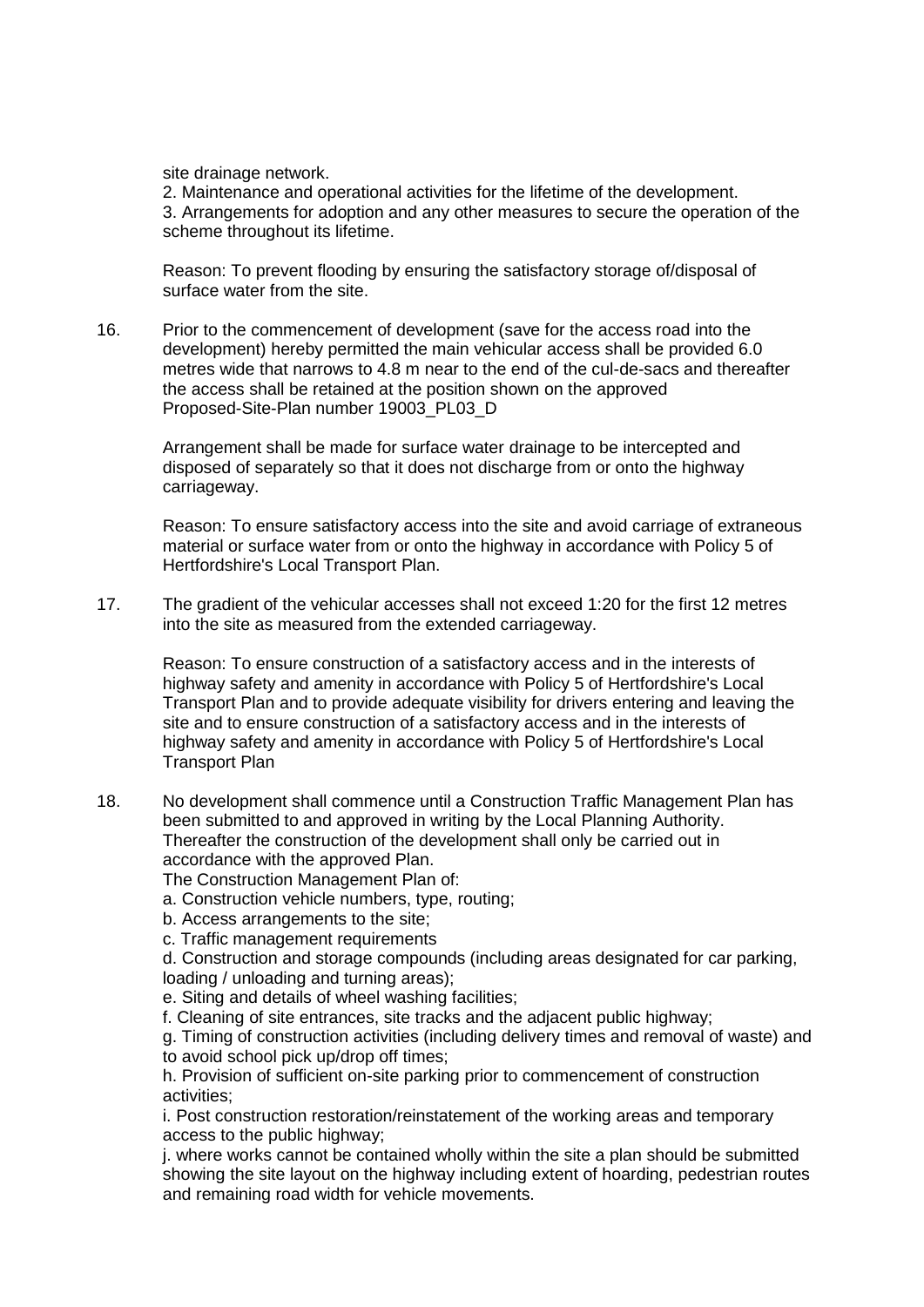site drainage network.

2. Maintenance and operational activities for the lifetime of the development.

3. Arrangements for adoption and any other measures to secure the operation of the scheme throughout its lifetime.

Reason: To prevent flooding by ensuring the satisfactory storage of/disposal of surface water from the site.

16. Prior to the commencement of development (save for the access road into the development) hereby permitted the main vehicular access shall be provided 6.0 metres wide that narrows to 4.8 m near to the end of the cul-de-sacs and thereafter the access shall be retained at the position shown on the approved Proposed-Site-Plan number 19003_PL03_D

    Arrangement shall be made for surface water drainage to be intercepted and disposed of separately so that it does not discharge from or onto the highway carriageway.

    Reason: To ensure satisfactory access into the site and avoid carriage of extraneous material or surface water from or onto the highway in accordance with Policy 5 of Hertfordshire's Local Transport Plan.

17. The gradient of the vehicular accesses shall not exceed 1:20 for the first 12 metres into the site as measured from the extended carriageway.

    Reason: To ensure construction of a satisfactory access and in the interests of highway safety and amenity in accordance with Policy 5 of Hertfordshire's Local Transport Plan and to provide adequate visibility for drivers entering and leaving the site and to ensure construction of a satisfactory access and in the interests of highway safety and amenity in accordance with Policy 5 of Hertfordshire's Local Transport Plan

18. No development shall commence until a Construction Traffic Management Plan has been submitted to and approved in writing by the Local Planning Authority. Thereafter the construction of the development shall only be carried out in accordance with the approved Plan.

    The Construction Management Plan of:

    a. Construction vehicle numbers, type, routing;

    b. Access arrangements to the site;

    c. Traffic management requirements

    d. Construction and storage compounds (including areas designated for car parking, loading / unloading and turning areas);

    e. Siting and details of wheel washing facilities;

    f. Cleaning of site entrances, site tracks and the adjacent public highway;

    g. Timing of construction activities (including delivery times and removal of waste) and to avoid school pick up/drop off times;

    h. Provision of sufficient on-site parking prior to commencement of construction activities;

    i. Post construction restoration/reinstatement of the working areas and temporary access to the public highway;

    j. where works cannot be contained wholly within the site a plan should be submitted showing the site layout on the highway including extent of hoarding, pedestrian routes and remaining road width for vehicle movements.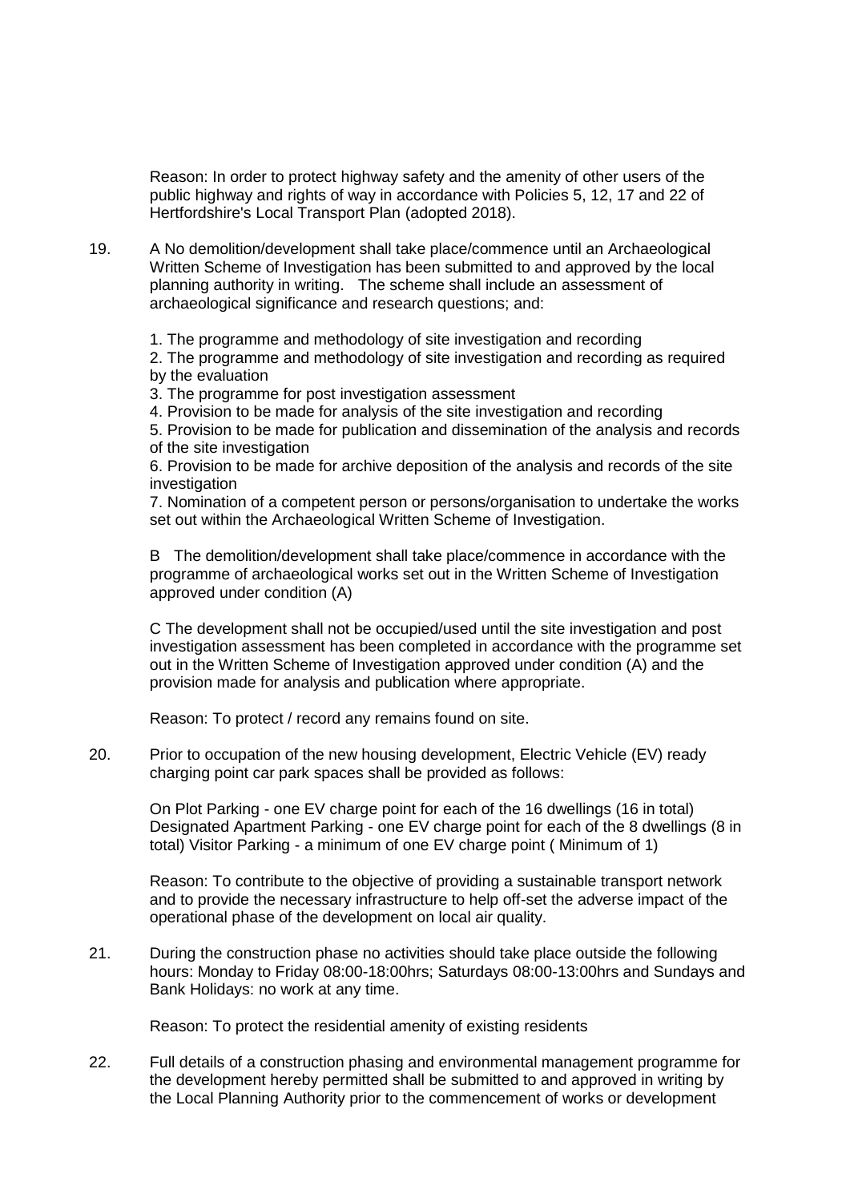Reason: In order to protect highway safety and the amenity of other users of the public highway and rights of way in accordance with Policies 5, 12, 17 and 22 of Hertfordshire's Local Transport Plan (adopted 2018).

19. A No demolition/development shall take place/commence until an Archaeological Written Scheme of Investigation has been submitted to and approved by the local planning authority in writing. The scheme shall include an assessment of archaeological significance and research questions; and:

    1. The programme and methodology of site investigation and recording
    2. The programme and methodology of site investigation and recording as required by the evaluation
    3. The programme for post investigation assessment
    4. Provision to be made for analysis of the site investigation and recording
    5. Provision to be made for publication and dissemination of the analysis and records of the site investigation
    6. Provision to be made for archive deposition of the analysis and records of the site investigation
    7. Nomination of a competent person or persons/organisation to undertake the works set out within the Archaeological Written Scheme of Investigation.

    B The demolition/development shall take place/commence in accordance with the programme of archaeological works set out in the Written Scheme of Investigation approved under condition (A)

    C The development shall not be occupied/used until the site investigation and post investigation assessment has been completed in accordance with the programme set out in the Written Scheme of Investigation approved under condition (A) and the provision made for analysis and publication where appropriate.

    Reason: To protect / record any remains found on site.

20. Prior to occupation of the new housing development, Electric Vehicle (EV) ready charging point car park spaces shall be provided as follows:

    On Plot Parking - one EV charge point for each of the 16 dwellings (16 in total) Designated Apartment Parking - one EV charge point for each of the 8 dwellings (8 in total) Visitor Parking - a minimum of one EV charge point ( Minimum of 1)

    Reason: To contribute to the objective of providing a sustainable transport network and to provide the necessary infrastructure to help off-set the adverse impact of the operational phase of the development on local air quality.

21. During the construction phase no activities should take place outside the following hours: Monday to Friday 08:00-18:00hrs; Saturdays 08:00-13:00hrs and Sundays and Bank Holidays: no work at any time.

    Reason: To protect the residential amenity of existing residents

22. Full details of a construction phasing and environmental management programme for the development hereby permitted shall be submitted to and approved in writing by the Local Planning Authority prior to the commencement of works or development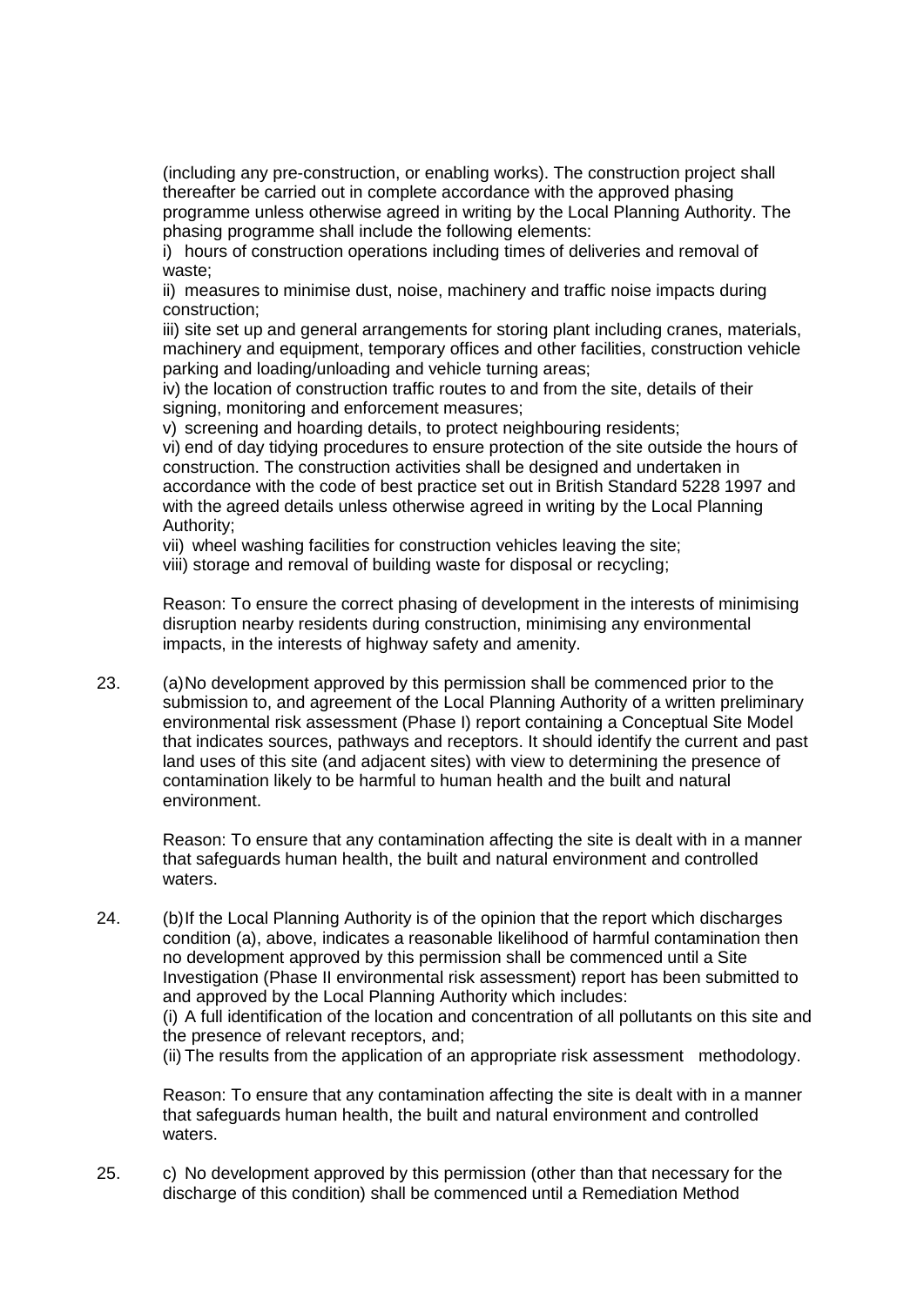(including any pre-construction, or enabling works). The construction project shall thereafter be carried out in complete accordance with the approved phasing programme unless otherwise agreed in writing by the Local Planning Authority. The phasing programme shall include the following elements:

i) hours of construction operations including times of deliveries and removal of waste;

ii) measures to minimise dust, noise, machinery and traffic noise impacts during construction;

iii) site set up and general arrangements for storing plant including cranes, materials, machinery and equipment, temporary offices and other facilities, construction vehicle parking and loading/unloading and vehicle turning areas;

iv) the location of construction traffic routes to and from the site, details of their signing, monitoring and enforcement measures;

v) screening and hoarding details, to protect neighbouring residents;

vi) end of day tidying procedures to ensure protection of the site outside the hours of construction. The construction activities shall be designed and undertaken in accordance with the code of best practice set out in British Standard 5228 1997 and with the agreed details unless otherwise agreed in writing by the Local Planning Authority;

vii) wheel washing facilities for construction vehicles leaving the site;

viii) storage and removal of building waste for disposal or recycling;

Reason: To ensure the correct phasing of development in the interests of minimising disruption nearby residents during construction, minimising any environmental impacts, in the interests of highway safety and amenity.

23. (a) No development approved by this permission shall be commenced prior to the submission to, and agreement of the Local Planning Authority of a written preliminary environmental risk assessment (Phase I) report containing a Conceptual Site Model that indicates sources, pathways and receptors. It should identify the current and past land uses of this site (and adjacent sites) with view to determining the presence of contamination likely to be harmful to human health and the built and natural environment.

    Reason: To ensure that any contamination affecting the site is dealt with in a manner that safeguards human health, the built and natural environment and controlled waters.

24. (b) If the Local Planning Authority is of the opinion that the report which discharges condition (a), above, indicates a reasonable likelihood of harmful contamination then no development approved by this permission shall be commenced until a Site Investigation (Phase II environmental risk assessment) report has been submitted to and approved by the Local Planning Authority which includes:

    (i) A full identification of the location and concentration of all pollutants on this site and the presence of relevant receptors, and;

    (ii) The results from the application of an appropriate risk assessment methodology.

    Reason: To ensure that any contamination affecting the site is dealt with in a manner that safeguards human health, the built and natural environment and controlled waters.

25. c) No development approved by this permission (other than that necessary for the discharge of this condition) shall be commenced until a Remediation Method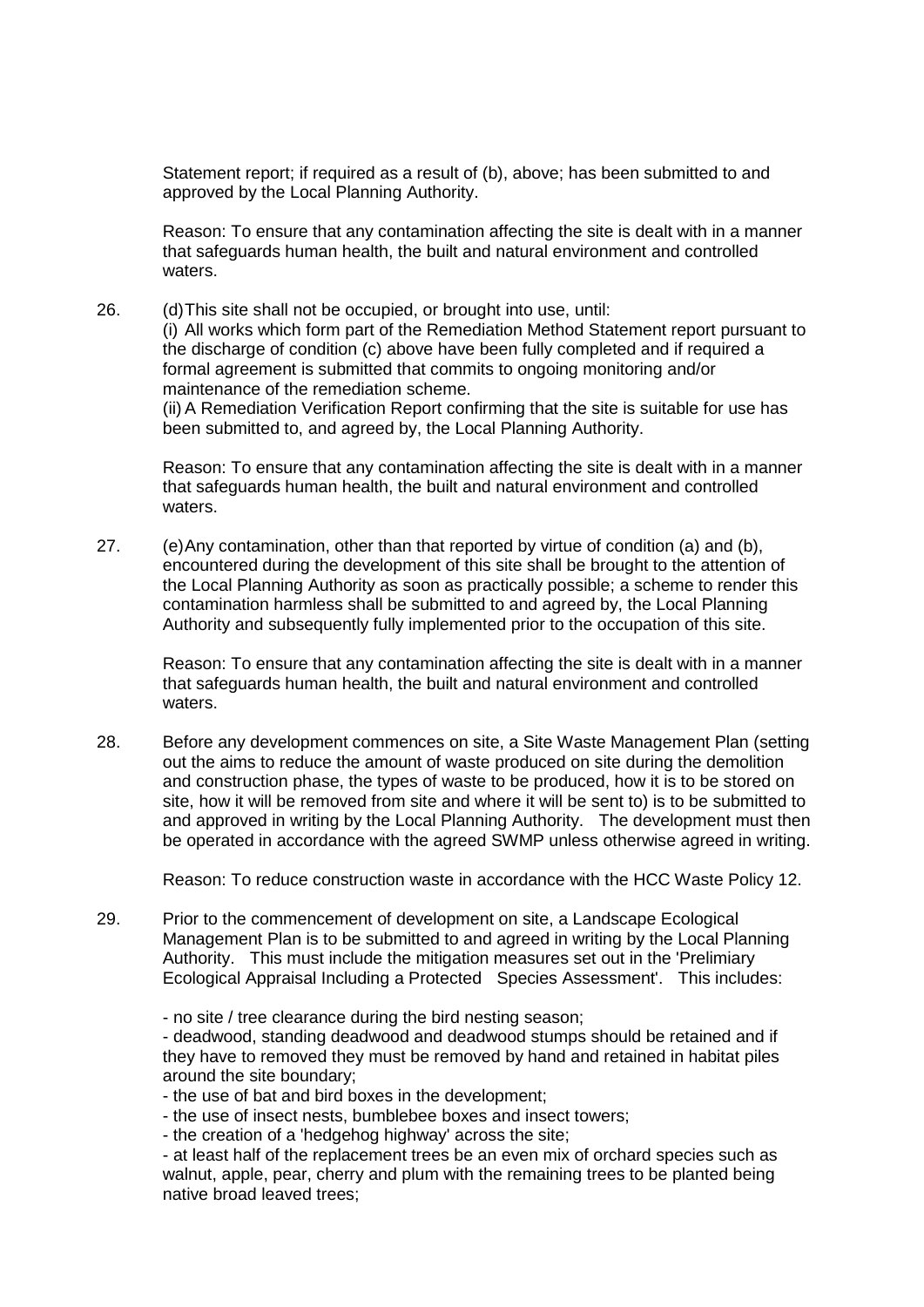Statement report; if required as a result of (b), above; has been submitted to and approved by the Local Planning Authority.

Reason: To ensure that any contamination affecting the site is dealt with in a manner that safeguards human health, the built and natural environment and controlled waters.

26. (d) This site shall not be occupied, or brought into use, until:
(i) All works which form part of the Remediation Method Statement report pursuant to the discharge of condition (c) above have been fully completed and if required a formal agreement is submitted that commits to ongoing monitoring and/or maintenance of the remediation scheme.
(ii) A Remediation Verification Report confirming that the site is suitable for use has been submitted to, and agreed by, the Local Planning Authority.

Reason: To ensure that any contamination affecting the site is dealt with in a manner that safeguards human health, the built and natural environment and controlled waters.

27. (e) Any contamination, other than that reported by virtue of condition (a) and (b), encountered during the development of this site shall be brought to the attention of the Local Planning Authority as soon as practically possible; a scheme to render this contamination harmless shall be submitted to and agreed by, the Local Planning Authority and subsequently fully implemented prior to the occupation of this site.

Reason: To ensure that any contamination affecting the site is dealt with in a manner that safeguards human health, the built and natural environment and controlled waters.

28. Before any development commences on site, a Site Waste Management Plan (setting out the aims to reduce the amount of waste produced on site during the demolition and construction phase, the types of waste to be produced, how it is to be stored on site, how it will be removed from site and where it will be sent to) is to be submitted to and approved in writing by the Local Planning Authority. The development must then be operated in accordance with the agreed SWMP unless otherwise agreed in writing.

Reason: To reduce construction waste in accordance with the HCC Waste Policy 12.

29. Prior to the commencement of development on site, a Landscape Ecological Management Plan is to be submitted to and agreed in writing by the Local Planning Authority. This must include the mitigation measures set out in the 'Prelimiary Ecological Appraisal Including a Protected Species Assessment'. This includes:

- no site / tree clearance during the bird nesting season;
- deadwood, standing deadwood and deadwood stumps should be retained and if they have to removed they must be removed by hand and retained in habitat piles around the site boundary;
- the use of bat and bird boxes in the development;
- the use of insect nests, bumblebee boxes and insect towers;
- the creation of a 'hedgehog highway' across the site;
- at least half of the replacement trees be an even mix of orchard species such as walnut, apple, pear, cherry and plum with the remaining trees to be planted being native broad leaved trees;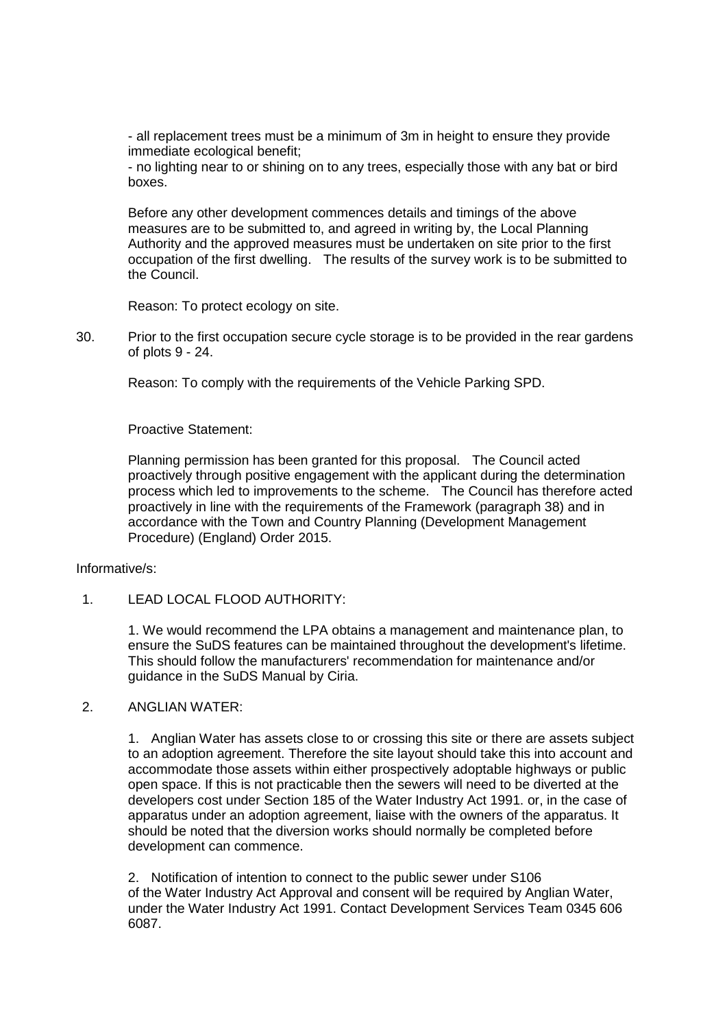- all replacement trees must be a minimum of 3m in height to ensure they provide immediate ecological benefit;
- no lighting near to or shining on to any trees, especially those with any bat or bird boxes.

Before any other development commences details and timings of the above measures are to be submitted to, and agreed in writing by, the Local Planning Authority and the approved measures must be undertaken on site prior to the first occupation of the first dwelling. The results of the survey work is to be submitted to the Council.

Reason: To protect ecology on site.

30. Prior to the first occupation secure cycle storage is to be provided in the rear gardens of plots 9 - 24.

    Reason: To comply with the requirements of the Vehicle Parking SPD.

Proactive Statement:

Planning permission has been granted for this proposal. The Council acted proactively through positive engagement with the applicant during the determination process which led to improvements to the scheme. The Council has therefore acted proactively in line with the requirements of the Framework (paragraph 38) and in accordance with the Town and Country Planning (Development Management Procedure) (England) Order 2015.

Informative/s:

1. LEAD LOCAL FLOOD AUTHORITY:

   1. We would recommend the LPA obtains a management and maintenance plan, to ensure the SuDS features can be maintained throughout the development's lifetime. This should follow the manufacturers' recommendation for maintenance and/or guidance in the SuDS Manual by Ciria.

2. ANGLIAN WATER:

   1. Anglian Water has assets close to or crossing this site or there are assets subject to an adoption agreement. Therefore the site layout should take this into account and accommodate those assets within either prospectively adoptable highways or public open space. If this is not practicable then the sewers will need to be diverted at the developers cost under Section 185 of the Water Industry Act 1991. or, in the case of apparatus under an adoption agreement, liaise with the owners of the apparatus. It should be noted that the diversion works should normally be completed before development can commence.

   2. Notification of intention to connect to the public sewer under S106 of the Water Industry Act Approval and consent will be required by Anglian Water, under the Water Industry Act 1991. Contact Development Services Team 0345 606 6087.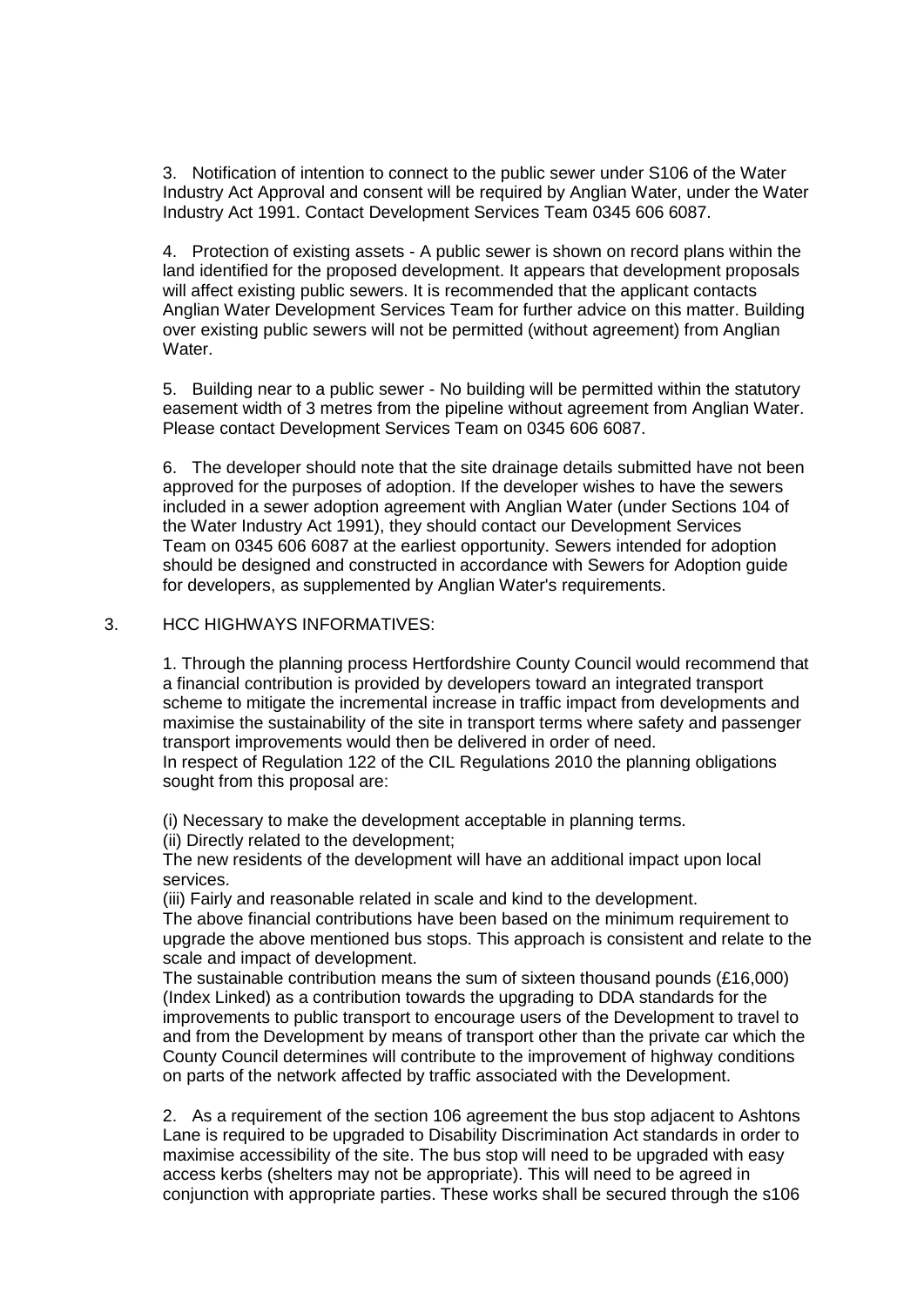3. Notification of intention to connect to the public sewer under S106 of the Water Industry Act Approval and consent will be required by Anglian Water, under the Water Industry Act 1991. Contact Development Services Team 0345 606 6087.

4. Protection of existing assets - A public sewer is shown on record plans within the land identified for the proposed development. It appears that development proposals will affect existing public sewers. It is recommended that the applicant contacts Anglian Water Development Services Team for further advice on this matter. Building over existing public sewers will not be permitted (without agreement) from Anglian Water.

5. Building near to a public sewer - No building will be permitted within the statutory easement width of 3 metres from the pipeline without agreement from Anglian Water. Please contact Development Services Team on 0345 606 6087.

6. The developer should note that the site drainage details submitted have not been approved for the purposes of adoption. If the developer wishes to have the sewers included in a sewer adoption agreement with Anglian Water (under Sections 104 of the Water Industry Act 1991), they should contact our Development Services Team on 0345 606 6087 at the earliest opportunity. Sewers intended for adoption should be designed and constructed in accordance with Sewers for Adoption guide for developers, as supplemented by Anglian Water's requirements.

3. HCC HIGHWAYS INFORMATIVES:

1. Through the planning process Hertfordshire County Council would recommend that a financial contribution is provided by developers toward an integrated transport scheme to mitigate the incremental increase in traffic impact from developments and maximise the sustainability of the site in transport terms where safety and passenger transport improvements would then be delivered in order of need.
In respect of Regulation 122 of the CIL Regulations 2010 the planning obligations sought from this proposal are:

(i) Necessary to make the development acceptable in planning terms.
(ii) Directly related to the development;
The new residents of the development will have an additional impact upon local services.
(iii) Fairly and reasonable related in scale and kind to the development.
The above financial contributions have been based on the minimum requirement to upgrade the above mentioned bus stops. This approach is consistent and relate to the scale and impact of development.
The sustainable contribution means the sum of sixteen thousand pounds (£16,000) (Index Linked) as a contribution towards the upgrading to DDA standards for the improvements to public transport to encourage users of the Development to travel to and from the Development by means of transport other than the private car which the County Council determines will contribute to the improvement of highway conditions on parts of the network affected by traffic associated with the Development.

2. As a requirement of the section 106 agreement the bus stop adjacent to Ashtons Lane is required to be upgraded to Disability Discrimination Act standards in order to maximise accessibility of the site. The bus stop will need to be upgraded with easy access kerbs (shelters may not be appropriate). This will need to be agreed in conjunction with appropriate parties. These works shall be secured through the s106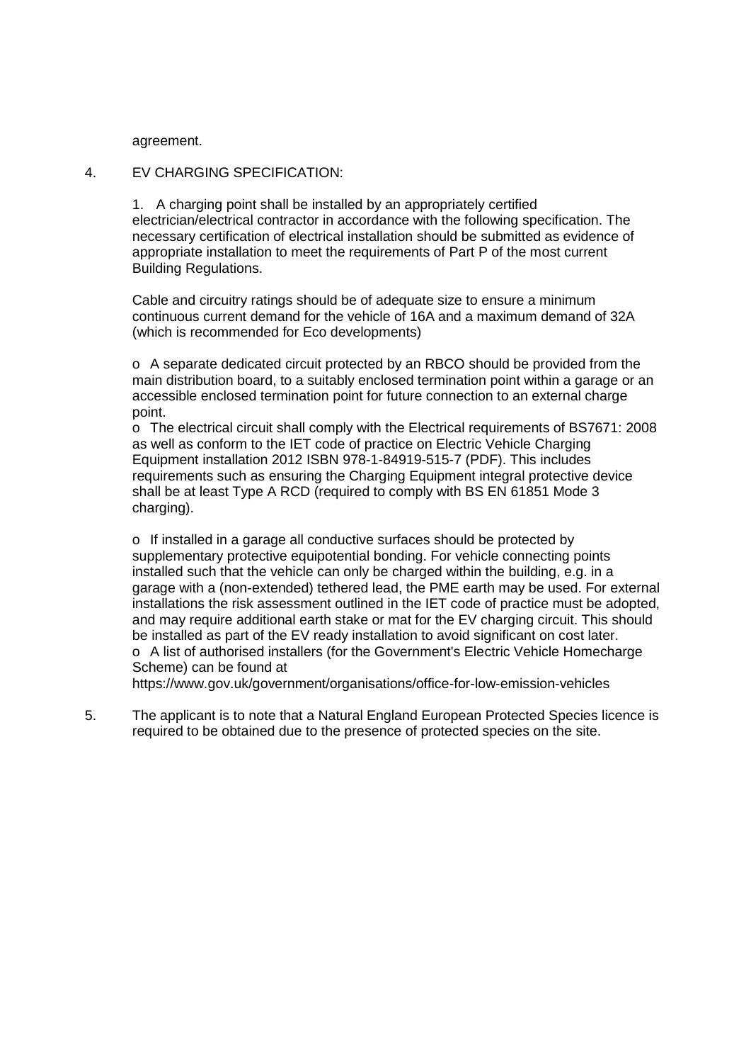agreement.

4. EV CHARGING SPECIFICATION:

   1. A charging point shall be installed by an appropriately certified electrician/electrical contractor in accordance with the following specification. The necessary certification of electrical installation should be submitted as evidence of appropriate installation to meet the requirements of Part P of the most current Building Regulations.

   Cable and circuitry ratings should be of adequate size to ensure a minimum continuous current demand for the vehicle of 16A and a maximum demand of 32A (which is recommended for Eco developments)

   o A separate dedicated circuit protected by an RBCO should be provided from the main distribution board, to a suitably enclosed termination point within a garage or an accessible enclosed termination point for future connection to an external charge point.

   o The electrical circuit shall comply with the Electrical requirements of BS7671: 2008 as well as conform to the IET code of practice on Electric Vehicle Charging Equipment installation 2012 ISBN 978-1-84919-515-7 (PDF). This includes requirements such as ensuring the Charging Equipment integral protective device shall be at least Type A RCD (required to comply with BS EN 61851 Mode 3 charging).

   o If installed in a garage all conductive surfaces should be protected by supplementary protective equipotential bonding. For vehicle connecting points installed such that the vehicle can only be charged within the building, e.g. in a garage with a (non-extended) tethered lead, the PME earth may be used. For external installations the risk assessment outlined in the IET code of practice must be adopted, and may require additional earth stake or mat for the EV charging circuit. This should be installed as part of the EV ready installation to avoid significant on cost later.

   o A list of authorised installers (for the Government's Electric Vehicle Homecharge Scheme) can be found at https://www.gov.uk/government/organisations/office-for-low-emission-vehicles

5. The applicant is to note that a Natural England European Protected Species licence is required to be obtained due to the presence of protected species on the site.